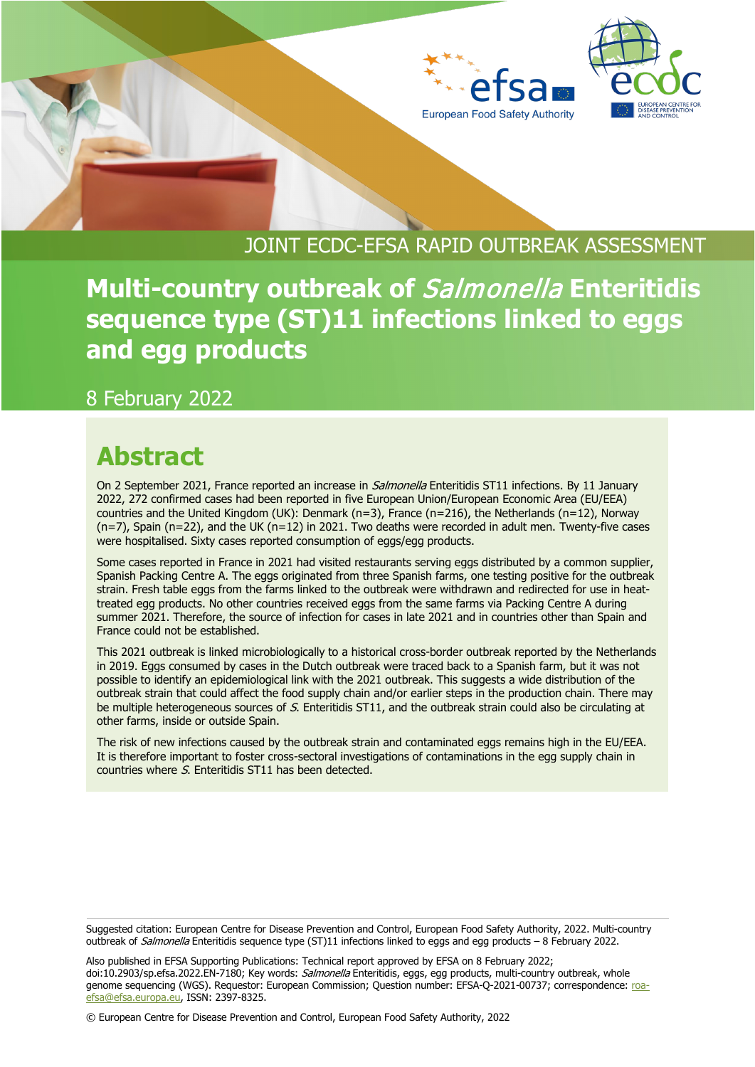JOINT ECDC-EFSA RAPID OUTBREAK ASSESSMENT

# Multi-country outbreak of *Salmonella* Enteritidis sequence type (ST)11 infections linked to eggs and egg products

8 February 2022

## Abstract

On 2 September 2021, France reported an increase in *Salmonella* Enteritidis ST11 infections. By 11 January 2022, 272 confirmed cases had been reported in five European Union/European Economic Area (EU/EEA) countries and the United Kingdom (UK): Denmark (n=3), France (n=216), the Netherlands (n=12), Norway (n=7), Spain (n=22), and the UK (n=12) in 2021. Two deaths were recorded in adult men. Twenty-five cases were hospitalised. Sixty cases reported consumption of eggs/egg products.

Some cases reported in France in 2021 had visited restaurants serving eggs distributed by a common supplier, Spanish Packing Centre A. The eggs originated from three Spanish farms, one testing positive for the outbreak strain. Fresh table eggs from the farms linked to the outbreak were withdrawn and redirected for use in heat-treated egg products. No other countries received eggs from the same farms via Packing Centre A during summer 2021. Therefore, the source of infection for cases in late 2021 and in countries other than Spain and France could not be established.

This 2021 outbreak is linked microbiologically to a historical cross-border outbreak reported by the Netherlands in 2019. Eggs consumed by cases in the Dutch outbreak were traced back to a Spanish farm, but it was not possible to identify an epidemiological link with the 2021 outbreak. This suggests a wide distribution of the outbreak strain that could affect the food supply chain and/or earlier steps in the production chain. There may be multiple heterogeneous sources of *S.* Enteritidis ST11, and the outbreak strain could also be circulating at other farms, inside or outside Spain.

The risk of new infections caused by the outbreak strain and contaminated eggs remains high in the EU/EEA. It is therefore important to foster cross-sectoral investigations of contaminations in the egg supply chain in countries where *S.* Enteritidis ST11 has been detected.

Suggested citation: European Centre for Disease Prevention and Control, European Food Safety Authority, 2022. Multi-country outbreak of *Salmonella* Enteritidis sequence type (ST)11 infections linked to eggs and egg products – 8 February 2022.

Also published in EFSA Supporting Publications: Technical report approved by EFSA on 8 February 2022; doi:10.2903/sp.efsa.2022.EN-7180; Key words: *Salmonella* Enteritidis, eggs, egg products, multi-country outbreak, whole genome sequencing (WGS). Requestor: European Commission; Question number: EFSA-Q-2021-00737; correspondence: roa-efsa@efsa.europa.eu, ISSN: 2397-8325.

© European Centre for Disease Prevention and Control, European Food Safety Authority, 2022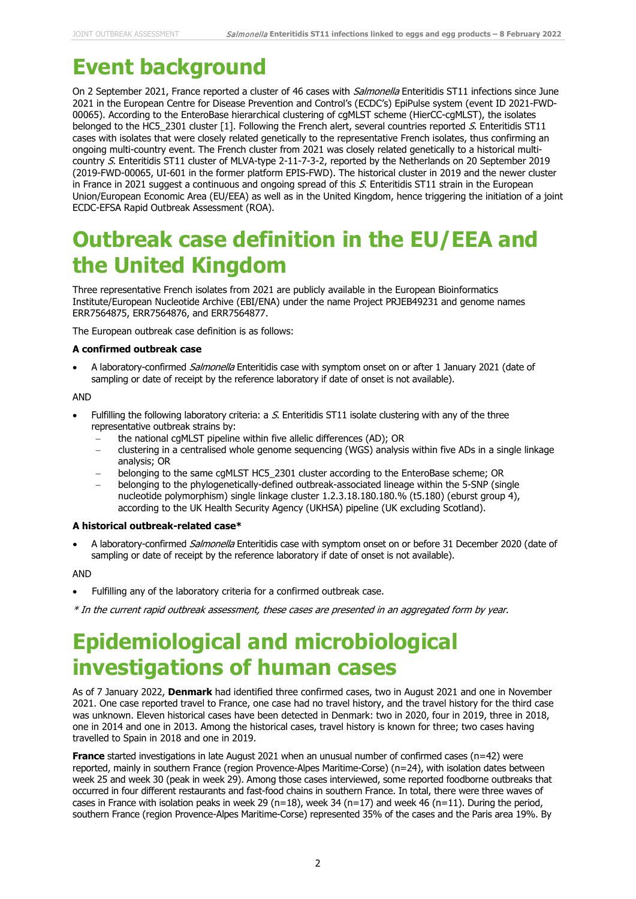# Event background

On 2 September 2021, France reported a cluster of 46 cases with *Salmonella* Enteritidis ST11 infections since June 2021 in the European Centre for Disease Prevention and Control's (ECDC's) EpiPulse system (event ID 2021-FWD-00065). According to the EnteroBase hierarchical clustering of cgMLST scheme (HierCC-cgMLST), the isolates belonged to the HC5_2301 cluster [1]. Following the French alert, several countries reported *S.* Enteritidis ST11 cases with isolates that were closely related genetically to the representative French isolates, thus confirming an ongoing multi-country event. The French cluster from 2021 was closely related genetically to a historical multi-country *S.* Enteritidis ST11 cluster of MLVA-type 2-11-7-3-2, reported by the Netherlands on 20 September 2019 (2019-FWD-00065, UI-601 in the former platform EPIS-FWD). The historical cluster in 2019 and the newer cluster in France in 2021 suggest a continuous and ongoing spread of this *S.* Enteritidis ST11 strain in the European Union/European Economic Area (EU/EEA) as well as in the United Kingdom, hence triggering the initiation of a joint ECDC-EFSA Rapid Outbreak Assessment (ROA).

# Outbreak case definition in the EU/EEA and the United Kingdom

Three representative French isolates from 2021 are publicly available in the European Bioinformatics Institute/European Nucleotide Archive (EBI/ENA) under the name Project PRJEB49231 and genome names ERR7564875, ERR7564876, and ERR7564877.

The European outbreak case definition is as follows:

**A confirmed outbreak case**

- A laboratory-confirmed *Salmonella* Enteritidis case with symptom onset on or after 1 January 2021 (date of sampling or date of receipt by the reference laboratory if date of onset is not available).

AND

- Fulfilling the following laboratory criteria: a *S.* Enteritidis ST11 isolate clustering with any of the three representative outbreak strains by:
  - the national cgMLST pipeline within five allelic differences (AD); OR
  - clustering in a centralised whole genome sequencing (WGS) analysis within five ADs in a single linkage analysis; OR
  - belonging to the same cgMLST HC5_2301 cluster according to the EnteroBase scheme; OR
  - belonging to the phylogenetically-defined outbreak-associated lineage within the 5-SNP (single nucleotide polymorphism) single linkage cluster 1.2.3.18.180.180.% (t5.180) (eburst group 4), according to the UK Health Security Agency (UKHSA) pipeline (UK excluding Scotland).

**A historical outbreak-related case***

- A laboratory-confirmed *Salmonella* Enteritidis case with symptom onset on or before 31 December 2020 (date of sampling or date of receipt by the reference laboratory if date of onset is not available).

AND

- Fulfilling any of the laboratory criteria for a confirmed outbreak case.

*\* In the current rapid outbreak assessment, these cases are presented in an aggregated form by year.*

# Epidemiological and microbiological investigations of human cases

As of 7 January 2022, **Denmark** had identified three confirmed cases, two in August 2021 and one in November 2021. One case reported travel to France, one case had no travel history, and the travel history for the third case was unknown. Eleven historical cases have been detected in Denmark: two in 2020, four in 2019, three in 2018, one in 2014 and one in 2013. Among the historical cases, travel history is known for three; two cases having travelled to Spain in 2018 and one in 2019.

**France** started investigations in late August 2021 when an unusual number of confirmed cases (n=42) were reported, mainly in southern France (region Provence-Alpes Maritime-Corse) (n=24), with isolation dates between week 25 and week 30 (peak in week 29). Among those cases interviewed, some reported foodborne outbreaks that occurred in four different restaurants and fast-food chains in southern France. In total, there were three waves of cases in France with isolation peaks in week 29 (n=18), week 34 (n=17) and week 46 (n=11). During the period, southern France (region Provence-Alpes Maritime-Corse) represented 35% of the cases and the Paris area 19%. By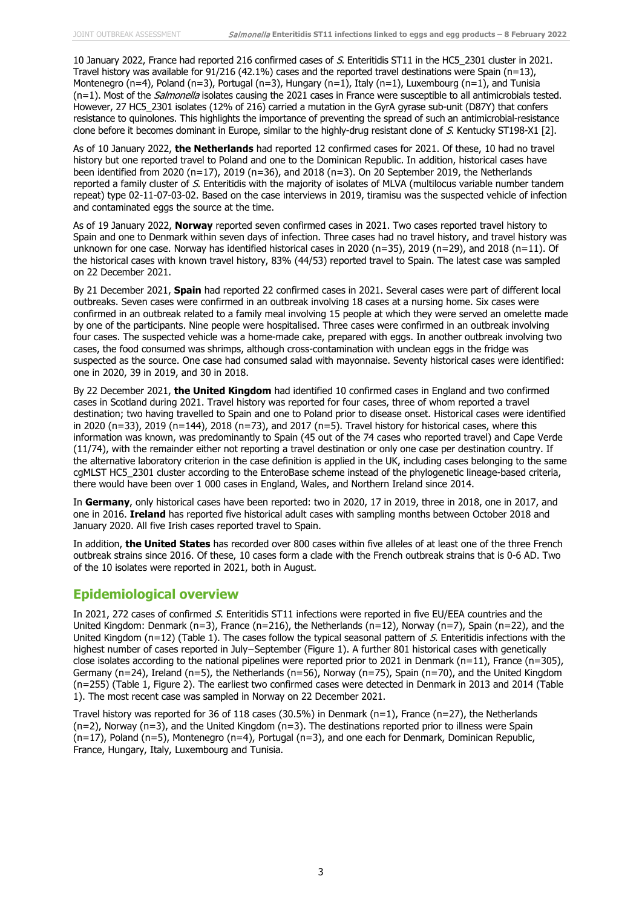10 January 2022, France had reported 216 confirmed cases of *S.* Enteritidis ST11 in the HC5_2301 cluster in 2021. Travel history was available for 91/216 (42.1%) cases and the reported travel destinations were Spain (n=13), Montenegro (n=4), Poland (n=3), Portugal (n=3), Hungary (n=1), Italy (n=1), Luxembourg (n=1), and Tunisia (n=1). Most of the *Salmonella* isolates causing the 2021 cases in France were susceptible to all antimicrobials tested. However, 27 HC5_2301 isolates (12% of 216) carried a mutation in the GyrA gyrase sub-unit (D87Y) that confers resistance to quinolones. This highlights the importance of preventing the spread of such an antimicrobial-resistance clone before it becomes dominant in Europe, similar to the highly-drug resistant clone of *S.* Kentucky ST198-X1 [2].

As of 10 January 2022, **the Netherlands** had reported 12 confirmed cases for 2021. Of these, 10 had no travel history but one reported travel to Poland and one to the Dominican Republic. In addition, historical cases have been identified from 2020 (n=17), 2019 (n=36), and 2018 (n=3). On 20 September 2019, the Netherlands reported a family cluster of *S.* Enteritidis with the majority of isolates of MLVA (multilocus variable number tandem repeat) type 02-11-07-03-02. Based on the case interviews in 2019, tiramisu was the suspected vehicle of infection and contaminated eggs the source at the time.

As of 19 January 2022, **Norway** reported seven confirmed cases in 2021. Two cases reported travel history to Spain and one to Denmark within seven days of infection. Three cases had no travel history, and travel history was unknown for one case. Norway has identified historical cases in 2020 (n=35), 2019 (n=29), and 2018 (n=11). Of the historical cases with known travel history, 83% (44/53) reported travel to Spain. The latest case was sampled on 22 December 2021.

By 21 December 2021, **Spain** had reported 22 confirmed cases in 2021. Several cases were part of different local outbreaks. Seven cases were confirmed in an outbreak involving 18 cases at a nursing home. Six cases were confirmed in an outbreak related to a family meal involving 15 people at which they were served an omelette made by one of the participants. Nine people were hospitalised. Three cases were confirmed in an outbreak involving four cases. The suspected vehicle was a home-made cake, prepared with eggs. In another outbreak involving two cases, the food consumed was shrimps, although cross-contamination with unclean eggs in the fridge was suspected as the source. One case had consumed salad with mayonnaise. Seventy historical cases were identified: one in 2020, 39 in 2019, and 30 in 2018.

By 22 December 2021, **the United Kingdom** had identified 10 confirmed cases in England and two confirmed cases in Scotland during 2021. Travel history was reported for four cases, three of whom reported a travel destination; two having travelled to Spain and one to Poland prior to disease onset. Historical cases were identified in 2020 (n=33), 2019 (n=144), 2018 (n=73), and 2017 (n=5). Travel history for historical cases, where this information was known, was predominantly to Spain (45 out of the 74 cases who reported travel) and Cape Verde (11/74), with the remainder either not reporting a travel destination or only one case per destination country. If the alternative laboratory criterion in the case definition is applied in the UK, including cases belonging to the same cgMLST HC5_2301 cluster according to the EnteroBase scheme instead of the phylogenetic lineage-based criteria, there would have been over 1 000 cases in England, Wales, and Northern Ireland since 2014.

In **Germany**, only historical cases have been reported: two in 2020, 17 in 2019, three in 2018, one in 2017, and one in 2016. **Ireland** has reported five historical adult cases with sampling months between October 2018 and January 2020. All five Irish cases reported travel to Spain.

In addition, **the United States** has recorded over 800 cases within five alleles of at least one of the three French outbreak strains since 2016. Of these, 10 cases form a clade with the French outbreak strains that is 0-6 AD. Two of the 10 isolates were reported in 2021, both in August.

## Epidemiological overview

In 2021, 272 cases of confirmed *S.* Enteritidis ST11 infections were reported in five EU/EEA countries and the United Kingdom: Denmark (n=3), France (n=216), the Netherlands (n=12), Norway (n=7), Spain (n=22), and the United Kingdom (n=12) (Table 1). The cases follow the typical seasonal pattern of *S.* Enteritidis infections with the highest number of cases reported in July–September (Figure 1). A further 801 historical cases with genetically close isolates according to the national pipelines were reported prior to 2021 in Denmark (n=11), France (n=305), Germany (n=24), Ireland (n=5), the Netherlands (n=56), Norway (n=75), Spain (n=70), and the United Kingdom (n=255) (Table 1, Figure 2). The earliest two confirmed cases were detected in Denmark in 2013 and 2014 (Table 1). The most recent case was sampled in Norway on 22 December 2021.

Travel history was reported for 36 of 118 cases (30.5%) in Denmark (n=1), France (n=27), the Netherlands (n=2), Norway (n=3), and the United Kingdom (n=3). The destinations reported prior to illness were Spain (n=17), Poland (n=5), Montenegro (n=4), Portugal (n=3), and one each for Denmark, Dominican Republic, France, Hungary, Italy, Luxembourg and Tunisia.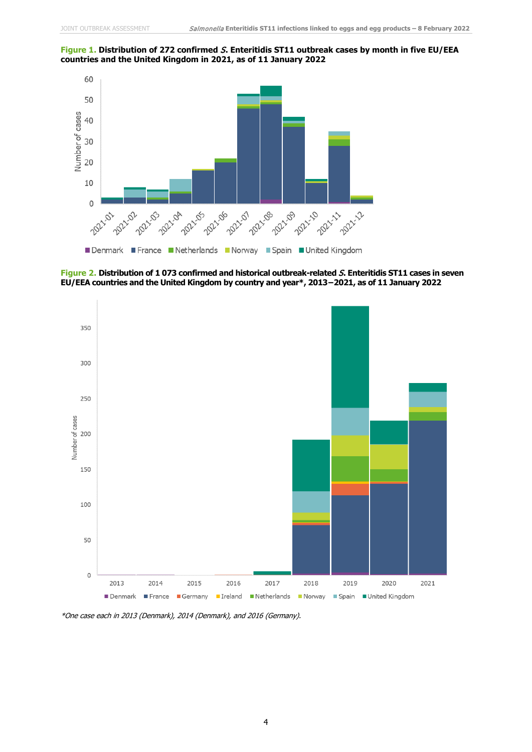**Figure 1.** **Distribution of 272 confirmed *S.* Enteritidis ST11 outbreak cases by month in five EU/EEA countries and the United Kingdom in 2021, as of 11 January 2022**

**Figure 2.** **Distribution of 1 073 confirmed and historical outbreak-related *S.* Enteritidis ST11 cases in seven EU/EEA countries and the United Kingdom by country and year\*, 2013−2021, as of 11 January 2022**

*\*One case each in 2013 (Denmark), 2014 (Denmark), and 2016 (Germany).*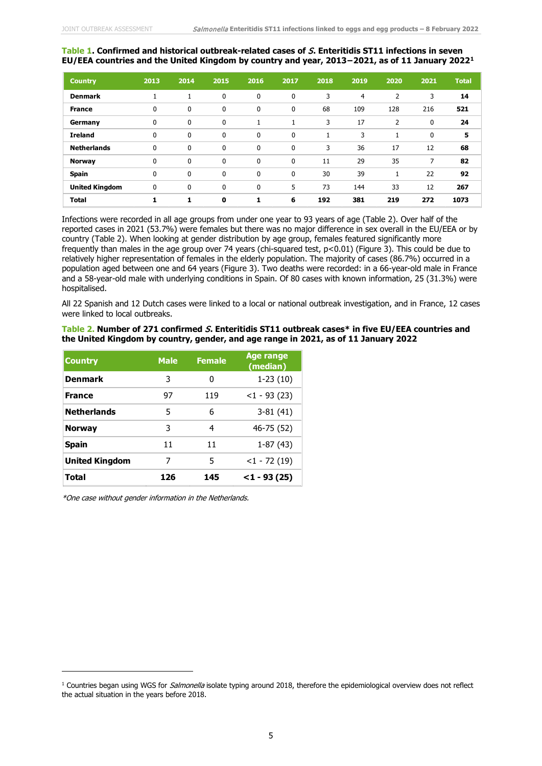**Table 1. Confirmed and historical outbreak-related cases of *S.* Enteritidis ST11 infections in seven EU/EEA countries and the United Kingdom by country and year, 2013−2021, as of 11 January 2022**[1]

| Country | 2013 | 2014 | 2015 | 2016 | 2017 | 2018 | 2019 | 2020 | 2021 | Total |
|---|---|---|---|---|---|---|---|---|---|---|
| **Denmark** | 1 | 1 | 0 | 0 | 0 | 3 | 4 | 2 | 3 | **14** |
| **France** | 0 | 0 | 0 | 0 | 0 | 68 | 109 | 128 | 216 | **521** |
| **Germany** | 0 | 0 | 0 | 1 | 1 | 3 | 17 | 2 | 0 | **24** |
| **Ireland** | 0 | 0 | 0 | 0 | 0 | 1 | 3 | 1 | 0 | **5** |
| **Netherlands** | 0 | 0 | 0 | 0 | 0 | 3 | 36 | 17 | 12 | **68** |
| **Norway** | 0 | 0 | 0 | 0 | 0 | 11 | 29 | 35 | 7 | **82** |
| **Spain** | 0 | 0 | 0 | 0 | 0 | 30 | 39 | 1 | 22 | **92** |
| **United Kingdom** | 0 | 0 | 0 | 0 | 5 | 73 | 144 | 33 | 12 | **267** |
| **Total** | **1** | **1** | **0** | **1** | **6** | **192** | **381** | **219** | **272** | **1073** |

Infections were recorded in all age groups from under one year to 93 years of age (Table 2). Over half of the reported cases in 2021 (53.7%) were females but there was no major difference in sex overall in the EU/EEA or by country (Table 2). When looking at gender distribution by age group, females featured significantly more frequently than males in the age group over 74 years (chi-squared test, $p<0.01$) (Figure 3). This could be due to relatively higher representation of females in the elderly population. The majority of cases (86.7%) occurred in a population aged between one and 64 years (Figure 3). Two deaths were recorded: in a 66-year-old male in France and a 58-year-old male with underlying conditions in Spain. Of 80 cases with known information, 25 (31.3%) were hospitalised.

All 22 Spanish and 12 Dutch cases were linked to a local or national outbreak investigation, and in France, 12 cases were linked to local outbreaks.

**Table 2. Number of 271 confirmed *S.* Enteritidis ST11 outbreak cases* in five EU/EEA countries and the United Kingdom by country, gender, and age range in 2021, as of 11 January 2022**

| Country | Male | Female | Age range (median) |
|---|---|---|---|
| **Denmark** | 3 | 0 | 1-23 (10) |
| **France** | 97 | 119 | <1 - 93 (23) |
| **Netherlands** | 5 | 6 | 3-81 (41) |
| **Norway** | 3 | 4 | 46-75 (52) |
| **Spain** | 11 | 11 | 1-87 (43) |
| **United Kingdom** | 7 | 5 | <1 - 72 (19) |
| **Total** | **126** | **145** | **<1 - 93 (25)** |

*One case without gender information in the Netherlands.*

[1] Countries began using WGS for *Salmonella* isolate typing around 2018, therefore the epidemiological overview does not reflect the actual situation in the years before 2018.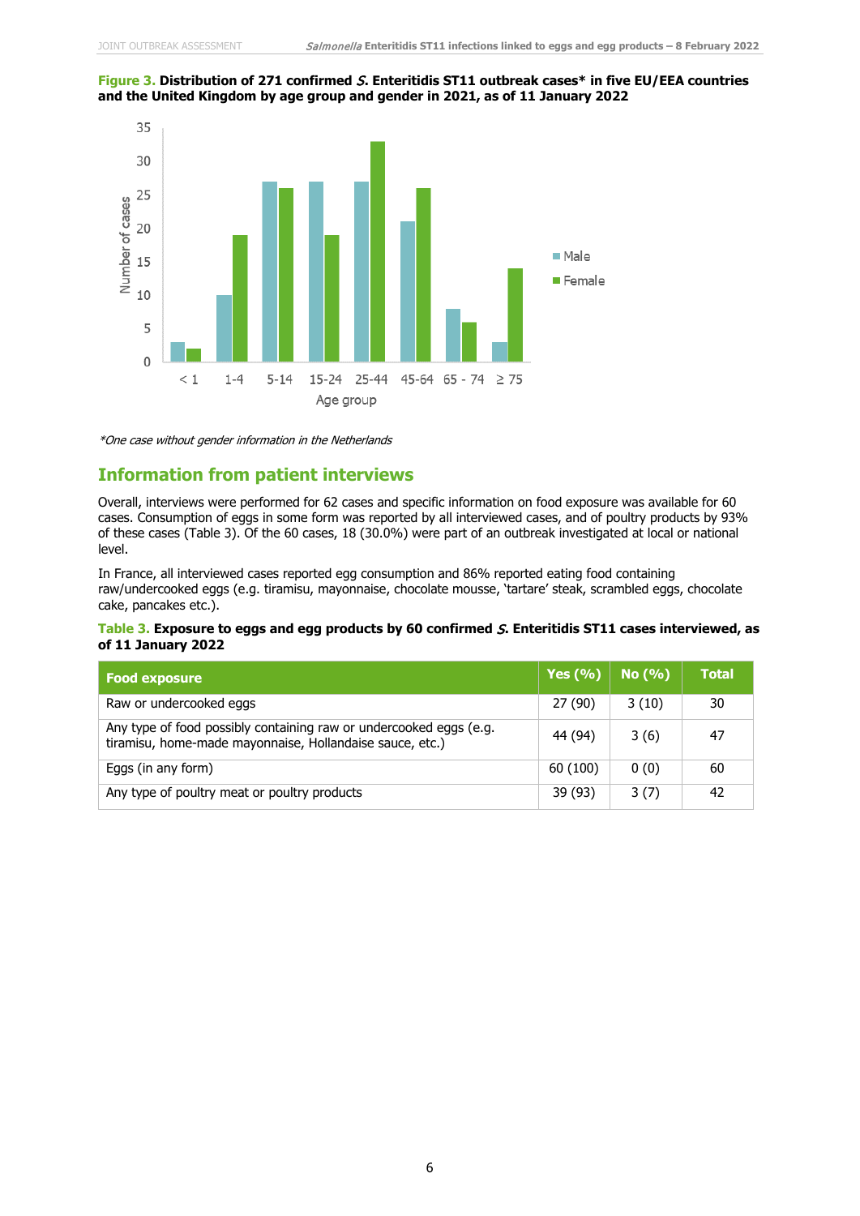**Figure 3. Distribution of 271 confirmed *S.* Enteritidis ST11 outbreak cases\* in five EU/EEA countries and the United Kingdom by age group and gender in 2021, as of 11 January 2022**

*\*One case without gender information in the Netherlands*

## Information from patient interviews

Overall, interviews were performed for 62 cases and specific information on food exposure was available for 60 cases. Consumption of eggs in some form was reported by all interviewed cases, and of poultry products by 93% of these cases (Table 3). Of the 60 cases, 18 (30.0%) were part of an outbreak investigated at local or national level.

In France, all interviewed cases reported egg consumption and 86% reported eating food containing raw/undercooked eggs (e.g. tiramisu, mayonnaise, chocolate mousse, 'tartare' steak, scrambled eggs, chocolate cake, pancakes etc.).

**Table 3. Exposure to eggs and egg products by 60 confirmed *S.* Enteritidis ST11 cases interviewed, as of 11 January 2022**

| Food exposure | Yes (%) | No (%) | Total |
|---|---|---|---|
| Raw or undercooked eggs | 27 (90) | 3 (10) | 30 |
| Any type of food possibly containing raw or undercooked eggs (e.g. tiramisu, home-made mayonnaise, Hollandaise sauce, etc.) | 44 (94) | 3 (6) | 47 |
| Eggs (in any form) | 60 (100) | 0 (0) | 60 |
| Any type of poultry meat or poultry products | 39 (93) | 3 (7) | 42 |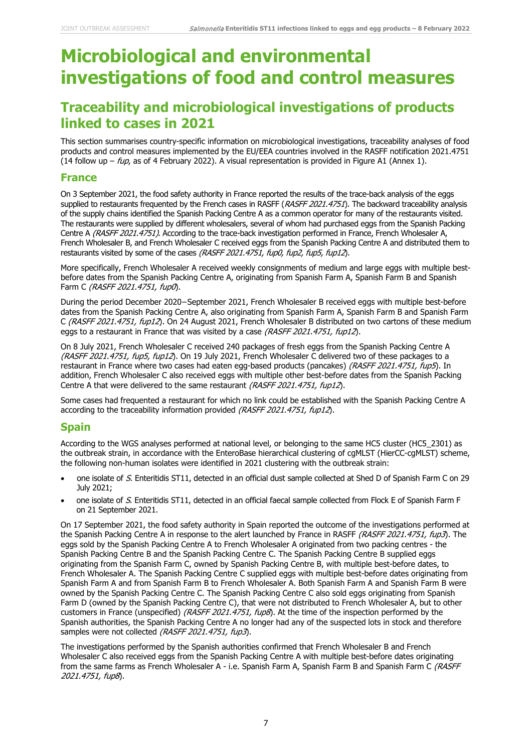# Microbiological and environmental investigations of food and control measures

## Traceability and microbiological investigations of products linked to cases in 2021

This section summarises country-specific information on microbiological investigations, traceability analyses of food products and control measures implemented by the EU/EEA countries involved in the RASFF notification 2021.4751 (14 follow up – *fup*, as of 4 February 2022). A visual representation is provided in Figure A1 (Annex 1).

### France

On 3 September 2021, the food safety authority in France reported the results of the trace-back analysis of the eggs supplied to restaurants frequented by the French cases in RASFF (*RASFF 2021.4751*). The backward traceability analysis of the supply chains identified the Spanish Packing Centre A as a common operator for many of the restaurants visited. The restaurants were supplied by different wholesalers, several of whom had purchased eggs from the Spanish Packing Centre A *(RASFF 2021.4751)*. According to the trace-back investigation performed in France, French Wholesaler A, French Wholesaler B, and French Wholesaler C received eggs from the Spanish Packing Centre A and distributed them to restaurants visited by some of the cases *(RASFF 2021.4751, fup0, fup2, fup5, fup12)*.

More specifically, French Wholesaler A received weekly consignments of medium and large eggs with multiple best-before dates from the Spanish Packing Centre A, originating from Spanish Farm A, Spanish Farm B and Spanish Farm C *(RASFF 2021.4751, fup0)*.

During the period December 2020−September 2021, French Wholesaler B received eggs with multiple best-before dates from the Spanish Packing Centre A, also originating from Spanish Farm A, Spanish Farm B and Spanish Farm C *(RASFF 2021.4751, fup12)*. On 24 August 2021, French Wholesaler B distributed on two cartons of these medium eggs to a restaurant in France that was visited by a case *(RASFF 2021.4751, fup12)*.

On 8 July 2021, French Wholesaler C received 240 packages of fresh eggs from the Spanish Packing Centre A *(RASFF 2021.4751, fup5, fup12)*. On 19 July 2021, French Wholesaler C delivered two of these packages to a restaurant in France where two cases had eaten egg-based products (pancakes) *(RASFF 2021.4751, fup5)*. In addition, French Wholesaler C also received eggs with multiple other best-before dates from the Spanish Packing Centre A that were delivered to the same restaurant *(RASFF 2021.4751, fup12)*.

Some cases had frequented a restaurant for which no link could be established with the Spanish Packing Centre A according to the traceability information provided *(RASFF 2021.4751, fup12)*.

### Spain

According to the WGS analyses performed at national level, or belonging to the same HC5 cluster (HC5_2301) as the outbreak strain, in accordance with the EnteroBase hierarchical clustering of cgMLST (HierCC-cgMLST) scheme, the following non-human isolates were identified in 2021 clustering with the outbreak strain:

- one isolate of *S.* Enteritidis ST11, detected in an official dust sample collected at Shed D of Spanish Farm C on 29 July 2021;
- one isolate of *S.* Enteritidis ST11, detected in an official faecal sample collected from Flock E of Spanish Farm F on 21 September 2021.

On 17 September 2021, the food safety authority in Spain reported the outcome of the investigations performed at the Spanish Packing Centre A in response to the alert launched by France in RASFF *(RASFF 2021.4751, fup3)*. The eggs sold by the Spanish Packing Centre A to French Wholesaler A originated from two packing centres - the Spanish Packing Centre B and the Spanish Packing Centre C. The Spanish Packing Centre B supplied eggs originating from the Spanish Farm C, owned by Spanish Packing Centre B, with multiple best-before dates, to French Wholesaler A. The Spanish Packing Centre C supplied eggs with multiple best-before dates originating from Spanish Farm A and from Spanish Farm B to French Wholesaler A. Both Spanish Farm A and Spanish Farm B were owned by the Spanish Packing Centre C. The Spanish Packing Centre C also sold eggs originating from Spanish Farm D (owned by the Spanish Packing Centre C), that were not distributed to French Wholesaler A, but to other customers in France (unspecified) *(RASFF 2021.4751, fup8)*. At the time of the inspection performed by the Spanish authorities, the Spanish Packing Centre A no longer had any of the suspected lots in stock and therefore samples were not collected *(RASFF 2021.4751, fup3)*.

The investigations performed by the Spanish authorities confirmed that French Wholesaler B and French Wholesaler C also received eggs from the Spanish Packing Centre A with multiple best-before dates originating from the same farms as French Wholesaler A - i.e. Spanish Farm A, Spanish Farm B and Spanish Farm C *(RASFF 2021.4751, fup8)*.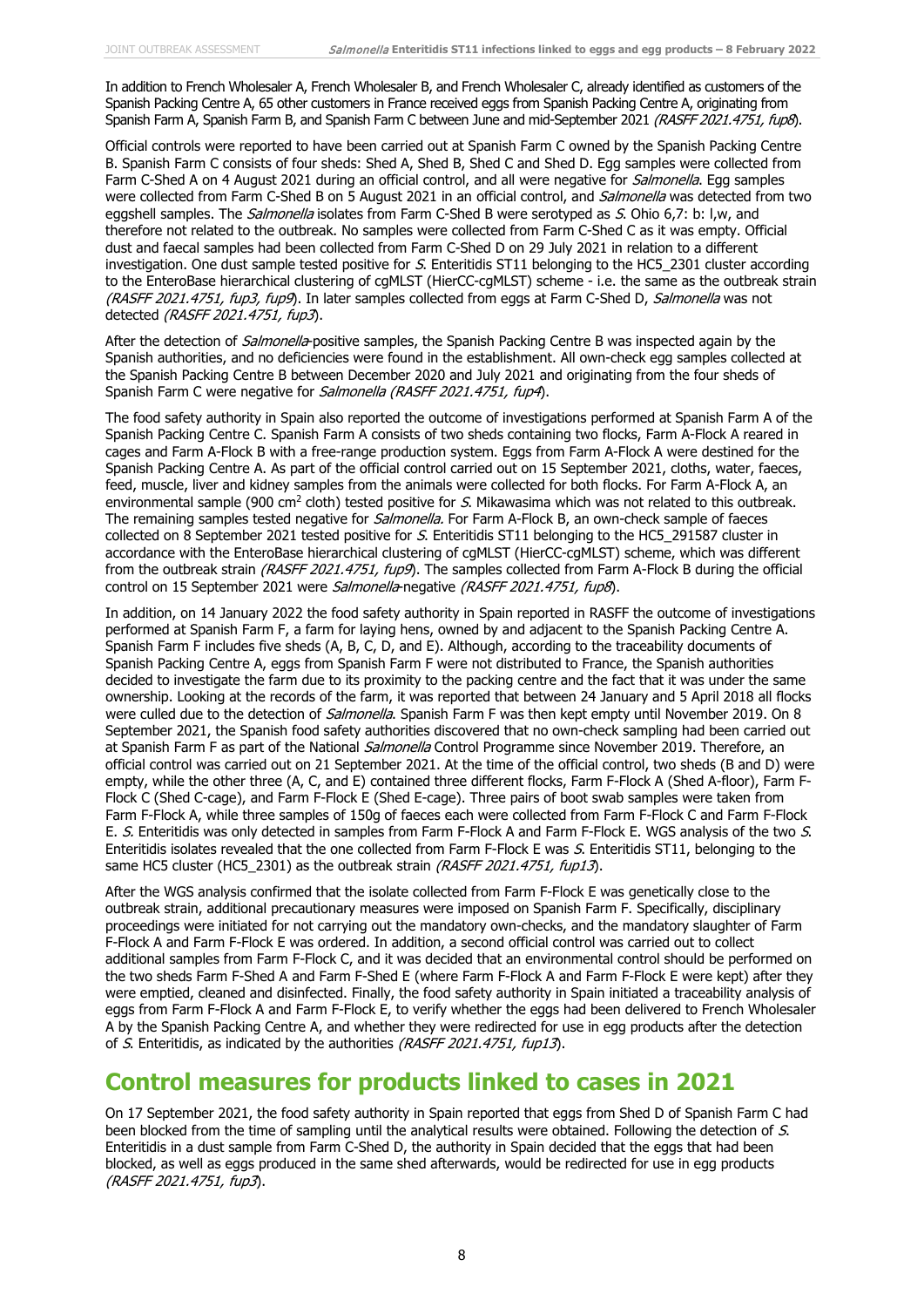In addition to French Wholesaler A, French Wholesaler B, and French Wholesaler C, already identified as customers of the Spanish Packing Centre A, 65 other customers in France received eggs from Spanish Packing Centre A, originating from Spanish Farm A, Spanish Farm B, and Spanish Farm C between June and mid-September 2021 *(RASFF 2021.4751, fup8)*.

Official controls were reported to have been carried out at Spanish Farm C owned by the Spanish Packing Centre B. Spanish Farm C consists of four sheds: Shed A, Shed B, Shed C and Shed D. Egg samples were collected from Farm C-Shed A on 4 August 2021 during an official control, and all were negative for *Salmonella*. Egg samples were collected from Farm C-Shed B on 5 August 2021 in an official control, and *Salmonella* was detected from two eggshell samples. The *Salmonella* isolates from Farm C-Shed B were serotyped as *S.* Ohio 6,7: b: l,w, and therefore not related to the outbreak. No samples were collected from Farm C-Shed C as it was empty. Official dust and faecal samples had been collected from Farm C-Shed D on 29 July 2021 in relation to a different investigation. One dust sample tested positive for *S.* Enteritidis ST11 belonging to the HC5_2301 cluster according to the EnteroBase hierarchical clustering of cgMLST (HierCC-cgMLST) scheme - i.e. the same as the outbreak strain *(RASFF 2021.4751, fup3, fup9)*. In later samples collected from eggs at Farm C-Shed D, *Salmonella* was not detected *(RASFF 2021.4751, fup3)*.

After the detection of *Salmonella*-positive samples, the Spanish Packing Centre B was inspected again by the Spanish authorities, and no deficiencies were found in the establishment. All own-check egg samples collected at the Spanish Packing Centre B between December 2020 and July 2021 and originating from the four sheds of Spanish Farm C were negative for *Salmonella (RASFF 2021.4751, fup4)*.

The food safety authority in Spain also reported the outcome of investigations performed at Spanish Farm A of the Spanish Packing Centre C. Spanish Farm A consists of two sheds containing two flocks, Farm A-Flock A reared in cages and Farm A-Flock B with a free-range production system. Eggs from Farm A-Flock A were destined for the Spanish Packing Centre A. As part of the official control carried out on 15 September 2021, cloths, water, faeces, feed, muscle, liver and kidney samples from the animals were collected for both flocks. For Farm A-Flock A, an environmental sample (900 $cm^2$ cloth) tested positive for *S.* Mikawasima which was not related to this outbreak. The remaining samples tested negative for *Salmonella.* For Farm A-Flock B, an own-check sample of faeces collected on 8 September 2021 tested positive for *S.* Enteritidis ST11 belonging to the HC5_291587 cluster in accordance with the EnteroBase hierarchical clustering of cgMLST (HierCC-cgMLST) scheme, which was different from the outbreak strain *(RASFF 2021.4751, fup9)*. The samples collected from Farm A-Flock B during the official control on 15 September 2021 were *Salmonella*-negative *(RASFF 2021.4751, fup8)*.

In addition, on 14 January 2022 the food safety authority in Spain reported in RASFF the outcome of investigations performed at Spanish Farm F, a farm for laying hens, owned by and adjacent to the Spanish Packing Centre A. Spanish Farm F includes five sheds (A, B, C, D, and E). Although, according to the traceability documents of Spanish Packing Centre A, eggs from Spanish Farm F were not distributed to France, the Spanish authorities decided to investigate the farm due to its proximity to the packing centre and the fact that it was under the same ownership. Looking at the records of the farm, it was reported that between 24 January and 5 April 2018 all flocks were culled due to the detection of *Salmonella*. Spanish Farm F was then kept empty until November 2019. On 8 September 2021, the Spanish food safety authorities discovered that no own-check sampling had been carried out at Spanish Farm F as part of the National *Salmonella* Control Programme since November 2019. Therefore, an official control was carried out on 21 September 2021. At the time of the official control, two sheds (B and D) were empty, while the other three (A, C, and E) contained three different flocks, Farm F-Flock A (Shed A-floor), Farm F-Flock C (Shed C-cage), and Farm F-Flock E (Shed E-cage). Three pairs of boot swab samples were taken from Farm F-Flock A, while three samples of 150g of faeces each were collected from Farm F-Flock C and Farm F-Flock E. *S.* Enteritidis was only detected in samples from Farm F-Flock A and Farm F-Flock E. WGS analysis of the two *S.* Enteritidis isolates revealed that the one collected from Farm F-Flock E was *S.* Enteritidis ST11, belonging to the same HC5 cluster (HC5_2301) as the outbreak strain *(RASFF 2021.4751, fup13)*.

After the WGS analysis confirmed that the isolate collected from Farm F-Flock E was genetically close to the outbreak strain, additional precautionary measures were imposed on Spanish Farm F. Specifically, disciplinary proceedings were initiated for not carrying out the mandatory own-checks, and the mandatory slaughter of Farm F-Flock A and Farm F-Flock E was ordered. In addition, a second official control was carried out to collect additional samples from Farm F-Flock C, and it was decided that an environmental control should be performed on the two sheds Farm F-Shed A and Farm F-Shed E (where Farm F-Flock A and Farm F-Flock E were kept) after they were emptied, cleaned and disinfected. Finally, the food safety authority in Spain initiated a traceability analysis of eggs from Farm F-Flock A and Farm F-Flock E, to verify whether the eggs had been delivered to French Wholesaler A by the Spanish Packing Centre A, and whether they were redirected for use in egg products after the detection of *S.* Enteritidis, as indicated by the authorities *(RASFF 2021.4751, fup13)*.

## Control measures for products linked to cases in 2021

On 17 September 2021, the food safety authority in Spain reported that eggs from Shed D of Spanish Farm C had been blocked from the time of sampling until the analytical results were obtained. Following the detection of *S.* Enteritidis in a dust sample from Farm C-Shed D, the authority in Spain decided that the eggs that had been blocked, as well as eggs produced in the same shed afterwards, would be redirected for use in egg products *(RASFF 2021.4751, fup3)*.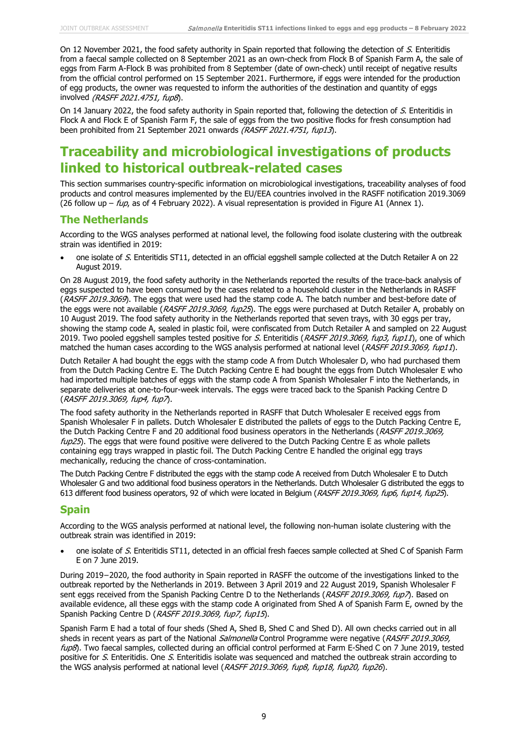On 12 November 2021, the food safety authority in Spain reported that following the detection of *S.* Enteritidis from a faecal sample collected on 8 September 2021 as an own-check from Flock B of Spanish Farm A, the sale of eggs from Farm A-Flock B was prohibited from 8 September (date of own-check) until receipt of negative results from the official control performed on 15 September 2021. Furthermore, if eggs were intended for the production of egg products, the owner was requested to inform the authorities of the destination and quantity of eggs involved *(RASFF 2021.4751, fup8*).

On 14 January 2022, the food safety authority in Spain reported that, following the detection of *S.* Enteritidis in Flock A and Flock E of Spanish Farm F, the sale of eggs from the two positive flocks for fresh consumption had been prohibited from 21 September 2021 onwards *(RASFF 2021.4751, fup13*).

# Traceability and microbiological investigations of products linked to historical outbreak-related cases

This section summarises country-specific information on microbiological investigations, traceability analyses of food products and control measures implemented by the EU/EEA countries involved in the RASFF notification 2019.3069 (26 follow up – *fup*, as of 4 February 2022). A visual representation is provided in Figure A1 (Annex 1).

## The Netherlands

According to the WGS analyses performed at national level, the following food isolate clustering with the outbreak strain was identified in 2019:

- one isolate of *S.* Enteritidis ST11, detected in an official eggshell sample collected at the Dutch Retailer A on 22 August 2019.

On 28 August 2019, the food safety authority in the Netherlands reported the results of the trace-back analysis of eggs suspected to have been consumed by the cases related to a household cluster in the Netherlands in RASFF (*RASFF 2019.3069*). The eggs that were used had the stamp code A. The batch number and best-before date of the eggs were not available (*RASFF 2019.3069, fup25*). The eggs were purchased at Dutch Retailer A, probably on 10 August 2019. The food safety authority in the Netherlands reported that seven trays, with 30 eggs per tray, showing the stamp code A, sealed in plastic foil, were confiscated from Dutch Retailer A and sampled on 22 August 2019. Two pooled eggshell samples tested positive for *S.* Enteritidis (*RASFF 2019.3069, fup3, fup11*), one of which matched the human cases according to the WGS analysis performed at national level (*RASFF 2019.3069, fup11*).

Dutch Retailer A had bought the eggs with the stamp code A from Dutch Wholesaler D, who had purchased them from the Dutch Packing Centre E. The Dutch Packing Centre E had bought the eggs from Dutch Wholesaler E who had imported multiple batches of eggs with the stamp code A from Spanish Wholesaler F into the Netherlands, in separate deliveries at one-to-four-week intervals. The eggs were traced back to the Spanish Packing Centre D (*RASFF 2019.3069, fup4, fup7*).

The food safety authority in the Netherlands reported in RASFF that Dutch Wholesaler E received eggs from Spanish Wholesaler F in pallets. Dutch Wholesaler E distributed the pallets of eggs to the Dutch Packing Centre E, the Dutch Packing Centre F and 20 additional food business operators in the Netherlands (*RASFF 2019.3069, fup25*). The eggs that were found positive were delivered to the Dutch Packing Centre E as whole pallets containing egg trays wrapped in plastic foil. The Dutch Packing Centre E handled the original egg trays mechanically, reducing the chance of cross-contamination.

The Dutch Packing Centre F distributed the eggs with the stamp code A received from Dutch Wholesaler E to Dutch Wholesaler G and two additional food business operators in the Netherlands. Dutch Wholesaler G distributed the eggs to 613 different food business operators, 92 of which were located in Belgium (*RASFF 2019.3069, fup6, fup14, fup25*).

## Spain

According to the WGS analysis performed at national level, the following non-human isolate clustering with the outbreak strain was identified in 2019:

- one isolate of *S.* Enteritidis ST11, detected in an official fresh faeces sample collected at Shed C of Spanish Farm E on 7 June 2019.

During 2019–2020, the food authority in Spain reported in RASFF the outcome of the investigations linked to the outbreak reported by the Netherlands in 2019. Between 3 April 2019 and 22 August 2019, Spanish Wholesaler F sent eggs received from the Spanish Packing Centre D to the Netherlands (*RASFF 2019.3069, fup7*). Based on available evidence, all these eggs with the stamp code A originated from Shed A of Spanish Farm E, owned by the Spanish Packing Centre D (*RASFF 2019.3069, fup7, fup15*).

Spanish Farm E had a total of four sheds (Shed A, Shed B, Shed C and Shed D). All own checks carried out in all sheds in recent years as part of the National *Salmonella* Control Programme were negative (*RASFF 2019.3069, fup8*). Two faecal samples, collected during an official control performed at Farm E-Shed C on 7 June 2019, tested positive for *S.* Enteritidis. One *S.* Enteritidis isolate was sequenced and matched the outbreak strain according to the WGS analysis performed at national level (*RASFF 2019.3069, fup8, fup18, fup20, fup26*).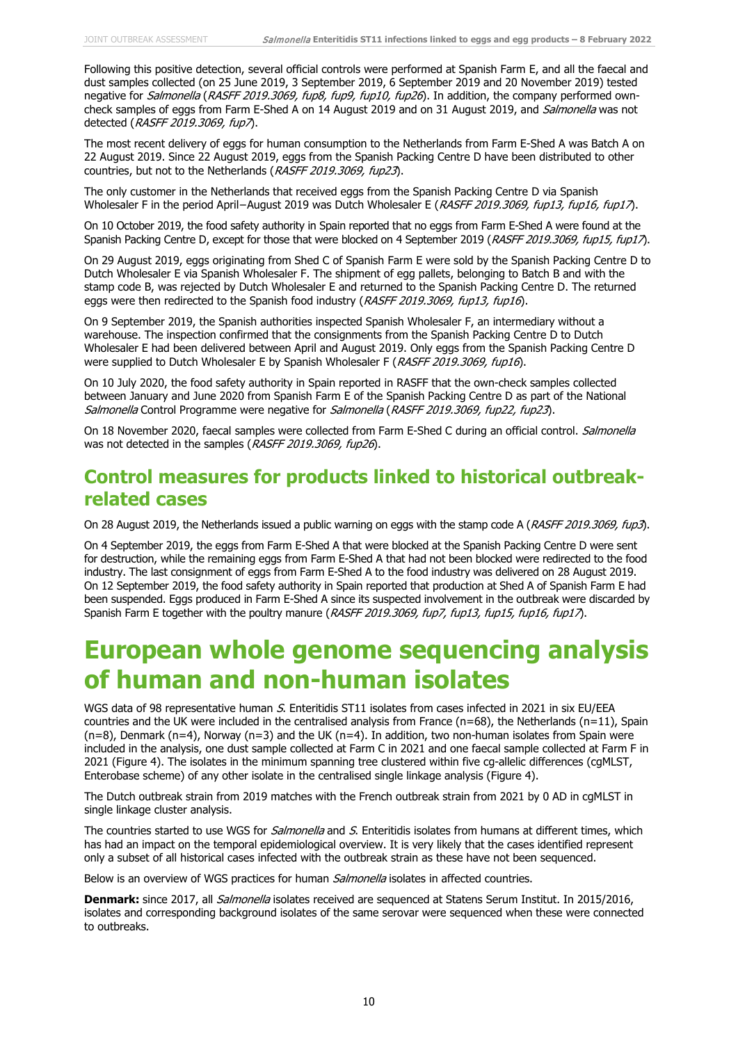Following this positive detection, several official controls were performed at Spanish Farm E, and all the faecal and dust samples collected (on 25 June 2019, 3 September 2019, 6 September 2019 and 20 November 2019) tested negative for *Salmonella* (*RASFF 2019.3069, fup8, fup9, fup10, fup26*). In addition, the company performed own-check samples of eggs from Farm E-Shed A on 14 August 2019 and on 31 August 2019, and *Salmonella* was not detected (*RASFF 2019.3069, fup7*).

The most recent delivery of eggs for human consumption to the Netherlands from Farm E-Shed A was Batch A on 22 August 2019. Since 22 August 2019, eggs from the Spanish Packing Centre D have been distributed to other countries, but not to the Netherlands (*RASFF 2019.3069, fup23*).

The only customer in the Netherlands that received eggs from the Spanish Packing Centre D via Spanish Wholesaler F in the period April−August 2019 was Dutch Wholesaler E (*RASFF 2019.3069, fup13, fup16, fup17*).

On 10 October 2019, the food safety authority in Spain reported that no eggs from Farm E-Shed A were found at the Spanish Packing Centre D, except for those that were blocked on 4 September 2019 (*RASFF 2019.3069, fup15, fup17*).

On 29 August 2019, eggs originating from Shed C of Spanish Farm E were sold by the Spanish Packing Centre D to Dutch Wholesaler E via Spanish Wholesaler F. The shipment of egg pallets, belonging to Batch B and with the stamp code B, was rejected by Dutch Wholesaler E and returned to the Spanish Packing Centre D. The returned eggs were then redirected to the Spanish food industry (*RASFF 2019.3069, fup13, fup16*).

On 9 September 2019, the Spanish authorities inspected Spanish Wholesaler F, an intermediary without a warehouse. The inspection confirmed that the consignments from the Spanish Packing Centre D to Dutch Wholesaler E had been delivered between April and August 2019. Only eggs from the Spanish Packing Centre D were supplied to Dutch Wholesaler E by Spanish Wholesaler F (*RASFF 2019.3069, fup16*).

On 10 July 2020, the food safety authority in Spain reported in RASFF that the own-check samples collected between January and June 2020 from Spanish Farm E of the Spanish Packing Centre D as part of the National *Salmonella* Control Programme were negative for *Salmonella* (*RASFF 2019.3069, fup22, fup23*).

On 18 November 2020, faecal samples were collected from Farm E-Shed C during an official control. *Salmonella* was not detected in the samples (*RASFF 2019.3069, fup26*).

## Control measures for products linked to historical outbreak-related cases

On 28 August 2019, the Netherlands issued a public warning on eggs with the stamp code A (*RASFF 2019.3069, fup3*).

On 4 September 2019, the eggs from Farm E-Shed A that were blocked at the Spanish Packing Centre D were sent for destruction, while the remaining eggs from Farm E-Shed A that had not been blocked were redirected to the food industry. The last consignment of eggs from Farm E-Shed A to the food industry was delivered on 28 August 2019. On 12 September 2019, the food safety authority in Spain reported that production at Shed A of Spanish Farm E had been suspended. Eggs produced in Farm E-Shed A since its suspected involvement in the outbreak were discarded by Spanish Farm E together with the poultry manure (*RASFF 2019.3069, fup7, fup13, fup15, fup16, fup17*).

# European whole genome sequencing analysis of human and non-human isolates

WGS data of 98 representative human *S.* Enteritidis ST11 isolates from cases infected in 2021 in six EU/EEA countries and the UK were included in the centralised analysis from France (n=68), the Netherlands (n=11), Spain (n=8), Denmark (n=4), Norway (n=3) and the UK (n=4). In addition, two non-human isolates from Spain were included in the analysis, one dust sample collected at Farm C in 2021 and one faecal sample collected at Farm F in 2021 (Figure 4). The isolates in the minimum spanning tree clustered within five cg-allelic differences (cgMLST, Enterobase scheme) of any other isolate in the centralised single linkage analysis (Figure 4).

The Dutch outbreak strain from 2019 matches with the French outbreak strain from 2021 by 0 AD in cgMLST in single linkage cluster analysis.

The countries started to use WGS for *Salmonella* and *S.* Enteritidis isolates from humans at different times, which has had an impact on the temporal epidemiological overview. It is very likely that the cases identified represent only a subset of all historical cases infected with the outbreak strain as these have not been sequenced.

Below is an overview of WGS practices for human *Salmonella* isolates in affected countries.

**Denmark:** since 2017, all *Salmonella* isolates received are sequenced at Statens Serum Institut. In 2015/2016, isolates and corresponding background isolates of the same serovar were sequenced when these were connected to outbreaks.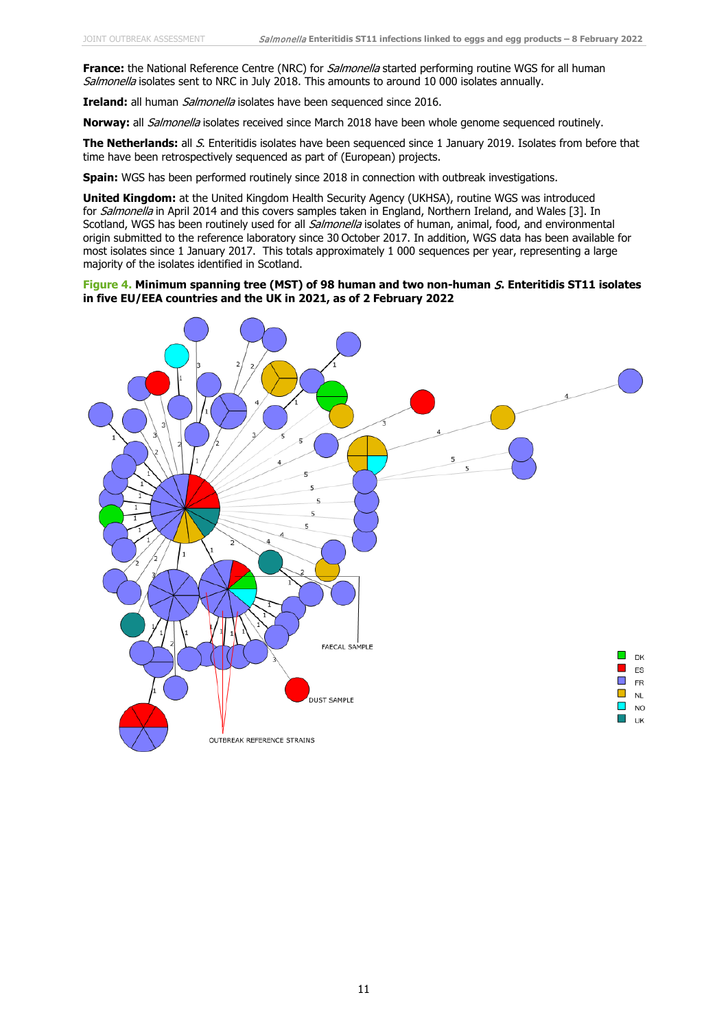**France:** the National Reference Centre (NRC) for *Salmonella* started performing routine WGS for all human *Salmonella* isolates sent to NRC in July 2018. This amounts to around 10 000 isolates annually.

**Ireland:** all human *Salmonella* isolates have been sequenced since 2016.

**Norway:** all *Salmonella* isolates received since March 2018 have been whole genome sequenced routinely.

**The Netherlands:** all *S.* Enteritidis isolates have been sequenced since 1 January 2019. Isolates from before that time have been retrospectively sequenced as part of (European) projects.

**Spain:** WGS has been performed routinely since 2018 in connection with outbreak investigations.

**United Kingdom:** at the United Kingdom Health Security Agency (UKHSA), routine WGS was introduced for *Salmonella* in April 2014 and this covers samples taken in England, Northern Ireland, and Wales [3]. In Scotland, WGS has been routinely used for all *Salmonella* isolates of human, animal, food, and environmental origin submitted to the reference laboratory since 30 October 2017. In addition, WGS data has been available for most isolates since 1 January 2017. This totals approximately 1 000 sequences per year, representing a large majority of the isolates identified in Scotland.

**Figure 4. Minimum spanning tree (MST) of 98 human and two non-human *S.* Enteritidis ST11 isolates in five EU/EEA countries and the UK in 2021, as of 2 February 2022**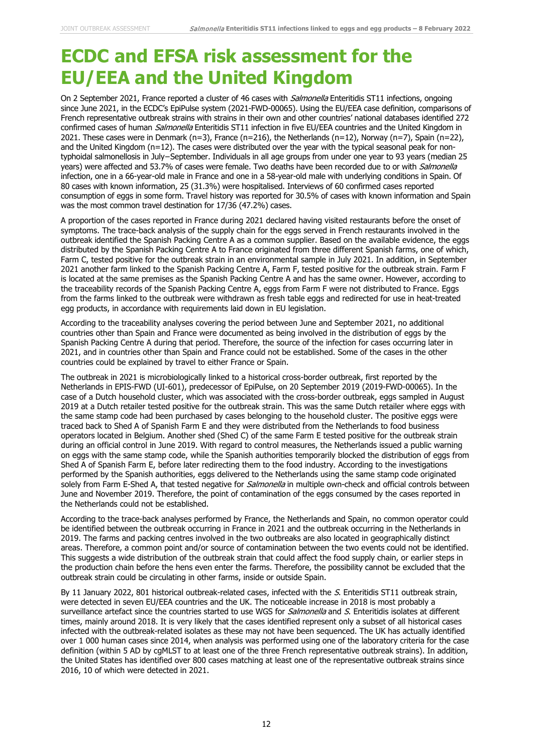# ECDC and EFSA risk assessment for the EU/EEA and the United Kingdom

On 2 September 2021, France reported a cluster of 46 cases with *Salmonella* Enteritidis ST11 infections, ongoing since June 2021, in the ECDC's EpiPulse system (2021-FWD-00065). Using the EU/EEA case definition, comparisons of French representative outbreak strains with strains in their own and other countries' national databases identified 272 confirmed cases of human *Salmonella* Enteritidis ST11 infection in five EU/EEA countries and the United Kingdom in 2021. These cases were in Denmark (n=3), France (n=216), the Netherlands (n=12), Norway (n=7), Spain (n=22), and the United Kingdom (n=12). The cases were distributed over the year with the typical seasonal peak for non-typhoidal salmonellosis in July−September. Individuals in all age groups from under one year to 93 years (median 25 years) were affected and 53.7% of cases were female. Two deaths have been recorded due to or with *Salmonella* infection, one in a 66-year-old male in France and one in a 58-year-old male with underlying conditions in Spain. Of 80 cases with known information, 25 (31.3%) were hospitalised. Interviews of 60 confirmed cases reported consumption of eggs in some form. Travel history was reported for 30.5% of cases with known information and Spain was the most common travel destination for 17/36 (47.2%) cases.

A proportion of the cases reported in France during 2021 declared having visited restaurants before the onset of symptoms. The trace-back analysis of the supply chain for the eggs served in French restaurants involved in the outbreak identified the Spanish Packing Centre A as a common supplier. Based on the available evidence, the eggs distributed by the Spanish Packing Centre A to France originated from three different Spanish farms, one of which, Farm C, tested positive for the outbreak strain in an environmental sample in July 2021. In addition, in September 2021 another farm linked to the Spanish Packing Centre A, Farm F, tested positive for the outbreak strain. Farm F is located at the same premises as the Spanish Packing Centre A and has the same owner. However, according to the traceability records of the Spanish Packing Centre A, eggs from Farm F were not distributed to France. Eggs from the farms linked to the outbreak were withdrawn as fresh table eggs and redirected for use in heat-treated egg products, in accordance with requirements laid down in EU legislation.

According to the traceability analyses covering the period between June and September 2021, no additional countries other than Spain and France were documented as being involved in the distribution of eggs by the Spanish Packing Centre A during that period. Therefore, the source of the infection for cases occurring later in 2021, and in countries other than Spain and France could not be established. Some of the cases in the other countries could be explained by travel to either France or Spain.

The outbreak in 2021 is microbiologically linked to a historical cross-border outbreak, first reported by the Netherlands in EPIS-FWD (UI-601), predecessor of EpiPulse, on 20 September 2019 (2019-FWD-00065). In the case of a Dutch household cluster, which was associated with the cross-border outbreak, eggs sampled in August 2019 at a Dutch retailer tested positive for the outbreak strain. This was the same Dutch retailer where eggs with the same stamp code had been purchased by cases belonging to the household cluster. The positive eggs were traced back to Shed A of Spanish Farm E and they were distributed from the Netherlands to food business operators located in Belgium. Another shed (Shed C) of the same Farm E tested positive for the outbreak strain during an official control in June 2019. With regard to control measures, the Netherlands issued a public warning on eggs with the same stamp code, while the Spanish authorities temporarily blocked the distribution of eggs from Shed A of Spanish Farm E, before later redirecting them to the food industry. According to the investigations performed by the Spanish authorities, eggs delivered to the Netherlands using the same stamp code originated solely from Farm E-Shed A, that tested negative for *Salmonella* in multiple own-check and official controls between June and November 2019. Therefore, the point of contamination of the eggs consumed by the cases reported in the Netherlands could not be established.

According to the trace-back analyses performed by France, the Netherlands and Spain, no common operator could be identified between the outbreak occurring in France in 2021 and the outbreak occurring in the Netherlands in 2019. The farms and packing centres involved in the two outbreaks are also located in geographically distinct areas. Therefore, a common point and/or source of contamination between the two events could not be identified. This suggests a wide distribution of the outbreak strain that could affect the food supply chain, or earlier steps in the production chain before the hens even enter the farms. Therefore, the possibility cannot be excluded that the outbreak strain could be circulating in other farms, inside or outside Spain.

By 11 January 2022, 801 historical outbreak-related cases, infected with the *S.* Enteritidis ST11 outbreak strain, were detected in seven EU/EEA countries and the UK. The noticeable increase in 2018 is most probably a surveillance artefact since the countries started to use WGS for *Salmonella* and *S.* Enteritidis isolates at different times, mainly around 2018. It is very likely that the cases identified represent only a subset of all historical cases infected with the outbreak-related isolates as these may not have been sequenced. The UK has actually identified over 1 000 human cases since 2014, when analysis was performed using one of the laboratory criteria for the case definition (within 5 AD by cgMLST to at least one of the three French representative outbreak strains). In addition, the United States has identified over 800 cases matching at least one of the representative outbreak strains since 2016, 10 of which were detected in 2021.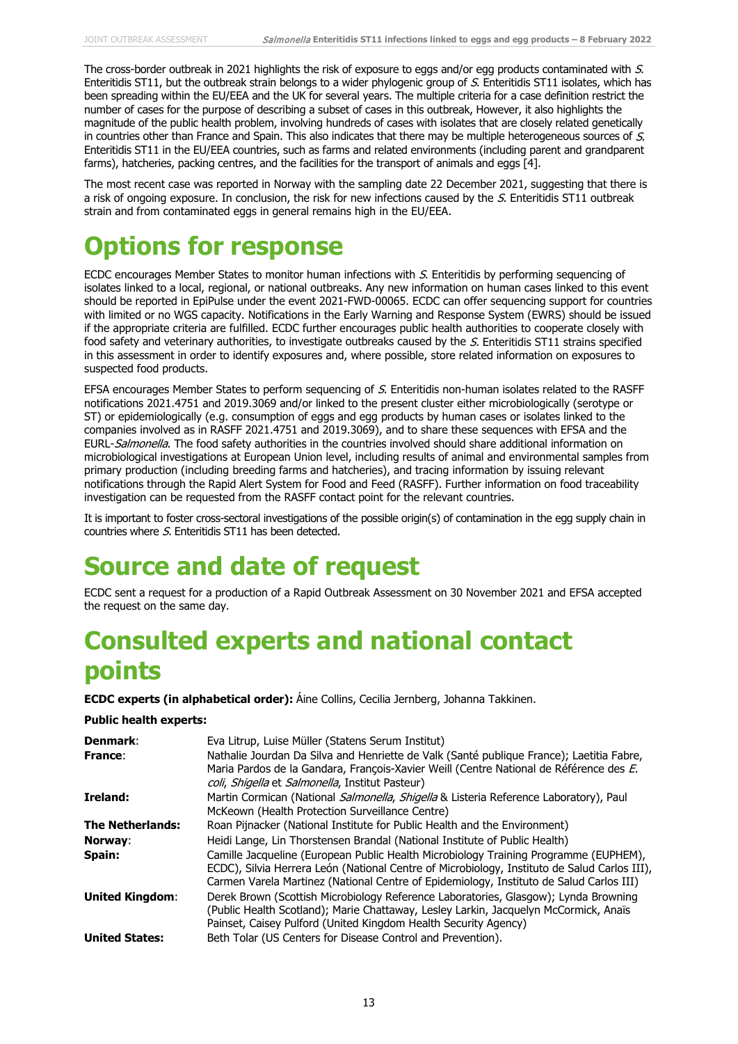The cross-border outbreak in 2021 highlights the risk of exposure to eggs and/or egg products contaminated with *S.* Enteritidis ST11, but the outbreak strain belongs to a wider phylogenic group of *S.* Enteritidis ST11 isolates, which has been spreading within the EU/EEA and the UK for several years. The multiple criteria for a case definition restrict the number of cases for the purpose of describing a subset of cases in this outbreak, However, it also highlights the magnitude of the public health problem, involving hundreds of cases with isolates that are closely related genetically in countries other than France and Spain. This also indicates that there may be multiple heterogeneous sources of *S.* Enteritidis ST11 in the EU/EEA countries, such as farms and related environments (including parent and grandparent farms), hatcheries, packing centres, and the facilities for the transport of animals and eggs [4].

The most recent case was reported in Norway with the sampling date 22 December 2021, suggesting that there is a risk of ongoing exposure. In conclusion, the risk for new infections caused by the *S.* Enteritidis ST11 outbreak strain and from contaminated eggs in general remains high in the EU/EEA.

# Options for response

ECDC encourages Member States to monitor human infections with *S.* Enteritidis by performing sequencing of isolates linked to a local, regional, or national outbreaks. Any new information on human cases linked to this event should be reported in EpiPulse under the event 2021-FWD-00065. ECDC can offer sequencing support for countries with limited or no WGS capacity. Notifications in the Early Warning and Response System (EWRS) should be issued if the appropriate criteria are fulfilled. ECDC further encourages public health authorities to cooperate closely with food safety and veterinary authorities, to investigate outbreaks caused by the *S.* Enteritidis ST11 strains specified in this assessment in order to identify exposures and, where possible, store related information on exposures to suspected food products.

EFSA encourages Member States to perform sequencing of *S.* Enteritidis non-human isolates related to the RASFF notifications 2021.4751 and 2019.3069 and/or linked to the present cluster either microbiologically (serotype or ST) or epidemiologically (e.g. consumption of eggs and egg products by human cases or isolates linked to the companies involved as in RASFF 2021.4751 and 2019.3069), and to share these sequences with EFSA and the EURL-*Salmonella*. The food safety authorities in the countries involved should share additional information on microbiological investigations at European Union level, including results of animal and environmental samples from primary production (including breeding farms and hatcheries), and tracing information by issuing relevant notifications through the Rapid Alert System for Food and Feed (RASFF). Further information on food traceability investigation can be requested from the RASFF contact point for the relevant countries.

It is important to foster cross-sectoral investigations of the possible origin(s) of contamination in the egg supply chain in countries where *S.* Enteritidis ST11 has been detected.

# Source and date of request

ECDC sent a request for a production of a Rapid Outbreak Assessment on 30 November 2021 and EFSA accepted the request on the same day.

# Consulted experts and national contact points

**ECDC experts (in alphabetical order):** Áine Collins, Cecilia Jernberg, Johanna Takkinen.

**Public health experts:**

| | |
|---|---|
| **Denmark**: | Eva Litrup, Luise Müller (Statens Serum Institut) |
| **France**: | Nathalie Jourdan Da Silva and Henriette de Valk (Santé publique France); Laetitia Fabre, Maria Pardos de la Gandara, François-Xavier Weill (Centre National de Référence des *E. coli*, *Shigella* et *Salmonella*, Institut Pasteur) |
| **Ireland:** | Martin Cormican (National *Salmonella*, *Shigella* & Listeria Reference Laboratory), Paul McKeown (Health Protection Surveillance Centre) |
| **The Netherlands:** | Roan Pijnacker (National Institute for Public Health and the Environment) |
| **Norway**: | Heidi Lange, Lin Thorstensen Brandal (National Institute of Public Health) |
| **Spain:** | Camille Jacqueline (European Public Health Microbiology Training Programme (EUPHEM), ECDC), Silvia Herrera León (National Centre of Microbiology, Instituto de Salud Carlos III), Carmen Varela Martinez (National Centre of Epidemiology, Instituto de Salud Carlos III) |
| **United Kingdom**: | Derek Brown (Scottish Microbiology Reference Laboratories, Glasgow); Lynda Browning (Public Health Scotland); Marie Chattaway, Lesley Larkin, Jacquelyn McCormick, Anaïs Painset, Caisey Pulford (United Kingdom Health Security Agency) |
| **United States:** | Beth Tolar (US Centers for Disease Control and Prevention). |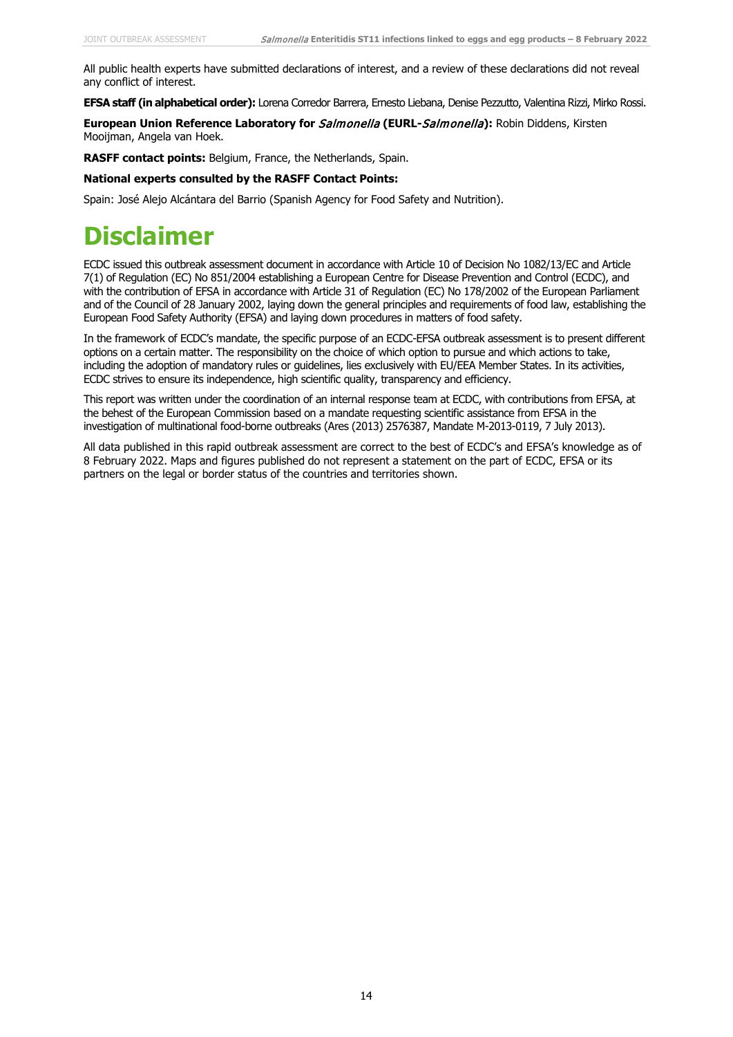All public health experts have submitted declarations of interest, and a review of these declarations did not reveal any conflict of interest.

**EFSA staff (in alphabetical order):** Lorena Corredor Barrera, Ernesto Liebana, Denise Pezzutto, Valentina Rizzi, Mirko Rossi.

**European Union Reference Laboratory for *Salmonella* (EURL-*Salmonella*):** Robin Diddens, Kirsten Mooijman, Angela van Hoek.

**RASFF contact points:** Belgium, France, the Netherlands, Spain.

**National experts consulted by the RASFF Contact Points:**

Spain: José Alejo Alcántara del Barrio (Spanish Agency for Food Safety and Nutrition).

# Disclaimer

ECDC issued this outbreak assessment document in accordance with Article 10 of Decision No 1082/13/EC and Article 7(1) of Regulation (EC) No 851/2004 establishing a European Centre for Disease Prevention and Control (ECDC), and with the contribution of EFSA in accordance with Article 31 of Regulation (EC) No 178/2002 of the European Parliament and of the Council of 28 January 2002, laying down the general principles and requirements of food law, establishing the European Food Safety Authority (EFSA) and laying down procedures in matters of food safety.

In the framework of ECDC's mandate, the specific purpose of an ECDC-EFSA outbreak assessment is to present different options on a certain matter. The responsibility on the choice of which option to pursue and which actions to take, including the adoption of mandatory rules or guidelines, lies exclusively with EU/EEA Member States. In its activities, ECDC strives to ensure its independence, high scientific quality, transparency and efficiency.

This report was written under the coordination of an internal response team at ECDC, with contributions from EFSA, at the behest of the European Commission based on a mandate requesting scientific assistance from EFSA in the investigation of multinational food-borne outbreaks (Ares (2013) 2576387, Mandate M-2013-0119, 7 July 2013).

All data published in this rapid outbreak assessment are correct to the best of ECDC's and EFSA's knowledge as of 8 February 2022. Maps and figures published do not represent a statement on the part of ECDC, EFSA or its partners on the legal or border status of the countries and territories shown.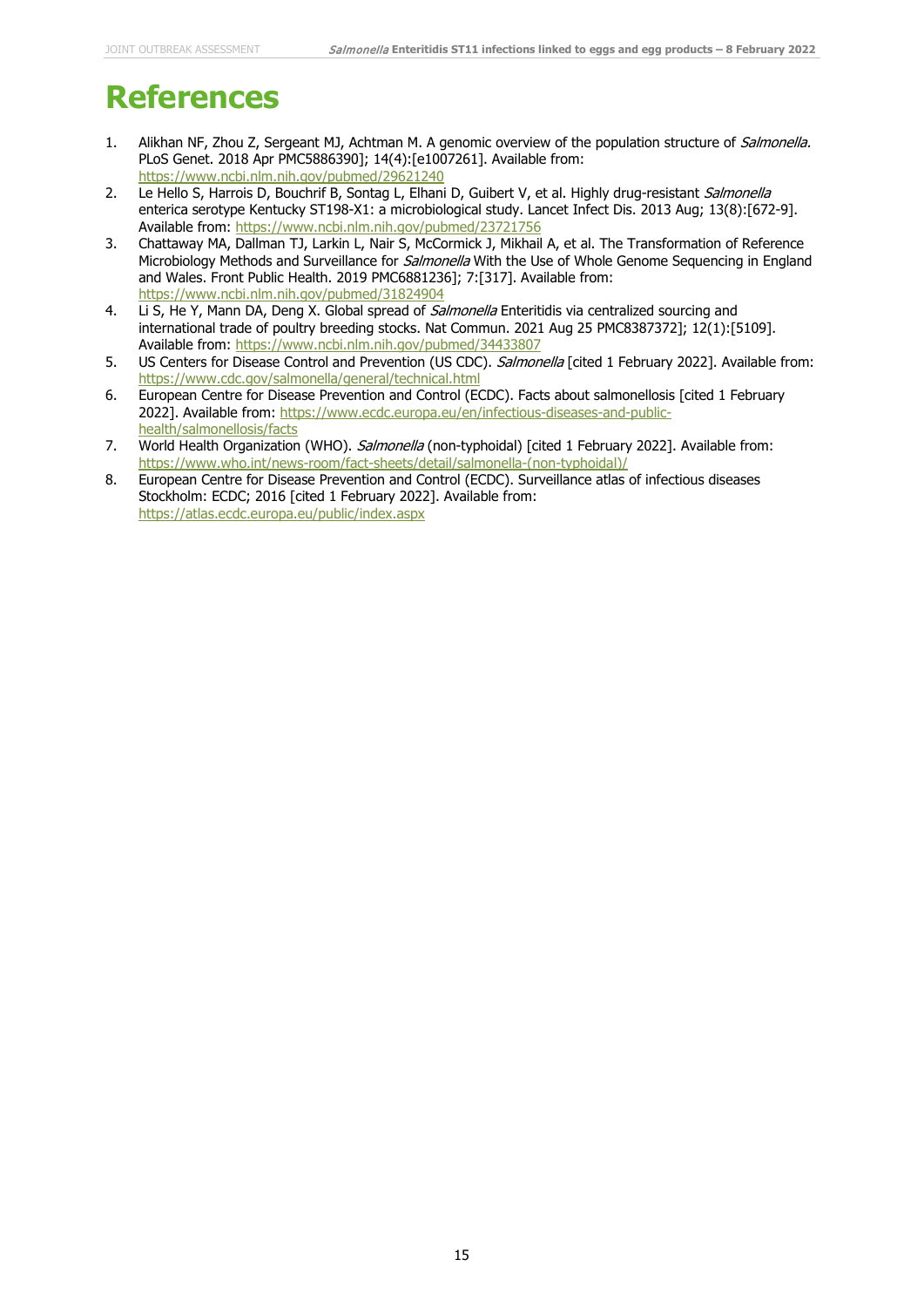# References

1. Alikhan NF, Zhou Z, Sergeant MJ, Achtman M. A genomic overview of the population structure of *Salmonella.* PLoS Genet. 2018 Apr PMC5886390]; 14(4):[e1007261]. Available from: https://www.ncbi.nlm.nih.gov/pubmed/29621240
2. Le Hello S, Harrois D, Bouchrif B, Sontag L, Elhani D, Guibert V, et al. Highly drug-resistant *Salmonella* enterica serotype Kentucky ST198-X1: a microbiological study. Lancet Infect Dis. 2013 Aug; 13(8):[672-9]. Available from: https://www.ncbi.nlm.nih.gov/pubmed/23721756
3. Chattaway MA, Dallman TJ, Larkin L, Nair S, McCormick J, Mikhail A, et al. The Transformation of Reference Microbiology Methods and Surveillance for *Salmonella* With the Use of Whole Genome Sequencing in England and Wales. Front Public Health. 2019 PMC6881236]; 7:[317]. Available from: https://www.ncbi.nlm.nih.gov/pubmed/31824904
4. Li S, He Y, Mann DA, Deng X. Global spread of *Salmonella* Enteritidis via centralized sourcing and international trade of poultry breeding stocks. Nat Commun. 2021 Aug 25 PMC8387372]; 12(1):[5109]. Available from: https://www.ncbi.nlm.nih.gov/pubmed/34433807
5. US Centers for Disease Control and Prevention (US CDC). *Salmonella* [cited 1 February 2022]. Available from: https://www.cdc.gov/salmonella/general/technical.html
6. European Centre for Disease Prevention and Control (ECDC). Facts about salmonellosis [cited 1 February 2022]. Available from: https://www.ecdc.europa.eu/en/infectious-diseases-and-public-health/salmonellosis/facts
7. World Health Organization (WHO). *Salmonella* (non-typhoidal) [cited 1 February 2022]. Available from: https://www.who.int/news-room/fact-sheets/detail/salmonella-(non-typhoidal)/
8. European Centre for Disease Prevention and Control (ECDC). Surveillance atlas of infectious diseases Stockholm: ECDC; 2016 [cited 1 February 2022]. Available from: https://atlas.ecdc.europa.eu/public/index.aspx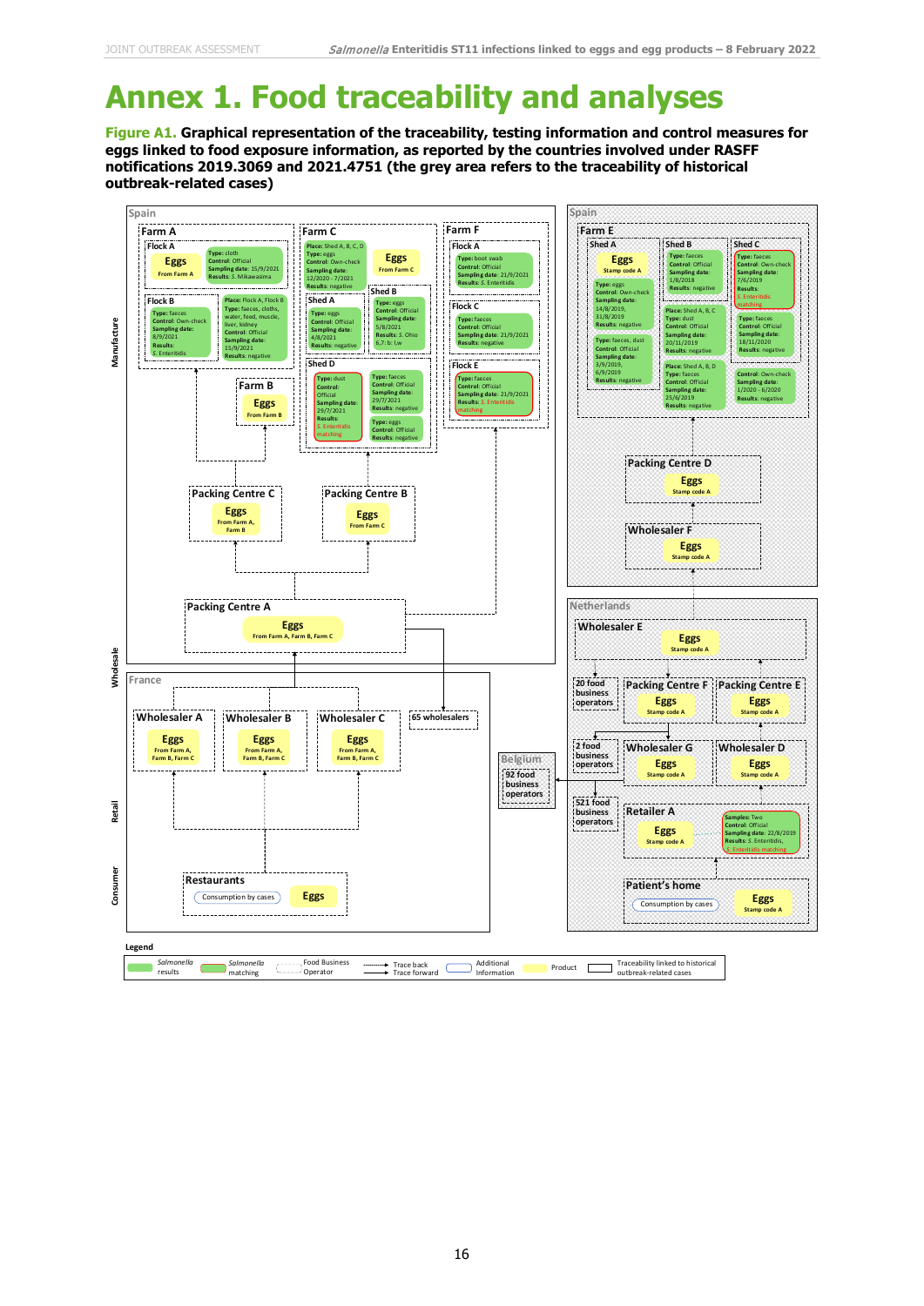# Annex 1. Food traceability and analyses

**Figure A1. Graphical representation of the traceability, testing information and control measures for eggs linked to food exposure information, as reported by the countries involved under RASFF notifications 2019.3069 and 2021.4751 (the grey area refers to the traceability of historical outbreak-related cases)**

**Spain**

**Farm A**

- Flock A — Eggs From Farm A. Type: cloth; Control: Official; Sampling date: 15/9/2021; Results: *S.* Mikawasima
- Flock B — Type: faeces; Control: Own-check; Sampling date: 8/9/2021; Results: *S.* Enteritidis. Place: Flock A, Flock B; Type: faeces, cloths, water, feed, muscle, liver, kidney; Control: Official; Sampling date: 15/9/2021; Results: negative

**Farm B** — Eggs From Farm B

**Farm C** — Eggs From Farm C. Place: Shed A, B, C, D; Type: eggs; Control: Own-check; Sampling date: 12/2020 - 7/2021; Results: negative

- Shed A — Type: eggs; Control: Official; Sampling date: 4/8/2021; Results: negative
- Shed B — Type: eggs; Control: Official; Sampling date: 6/8/2021; Results: *S.* Ohio 6,7: b: l,w
- Shed D — Type: dust; Control: Official; Sampling date: 29/7/2021; Results: *S.* Enteritidis matching. Type: faeces; Control: Official; Sampling date: 29/7/2021; Results: negative. Type: eggs; Control: Official; Results: negative

**Farm F**

- Flock A — Type: boot swab; Control: Official; Sampling date: 21/9/2021; Results: *S.* Enteritidis
- Flock C — Type: faeces; Control: Official; Sampling date: 21/9/2021; Results: negative
- Flock E — Type: faeces; Control: Official; Sampling date: 21/9/2021; Results: *S.* Enteritidis matching

**Packing Centre C** — Eggs From Farm A, Farm B

**Packing Centre B** — Eggs From Farm C

**Packing Centre A** — Eggs From Farm A, Farm B, Farm C

**France**

- Wholesaler A — Eggs From Farm A, Farm B, Farm C
- Wholesaler B — Eggs From Farm A, Farm B, Farm C
- Wholesaler C — Eggs From Farm A, Farm B, Farm C
- 65 wholesalers
- Restaurants — Consumption by cases — Eggs

**Belgium**

- 92 food business operators

**Spain (historical)**

**Farm E**

- Shed A — Eggs Stamp code A. Type: eggs; Control: Own-check; Sampling date: 14/8/2019, 31/8/2019; Results: negative. Type: faeces, dust; Control: Official; Sampling date: 3/9/2019, 6/9/2019; Results: negative
- Shed B — Type: faeces; Control: Official; Sampling date: 1/8/2018; Results: negative. Place: Shed A, B, C; Type: dust; Control: Official; Sampling date: 20/11/2019; Results: negative. Place: Shed A, B, D; Type: faeces; Control: Official; Sampling date: 25/6/2019; Results: negative
- Shed C — Type: faeces; Control: Own-check; Sampling date: 7/6/2019; Results: *S.* Enteritidis matching. Type: faeces; Control: Official; Sampling date: 18/11/2020; Results: negative. Control: Own-check; Sampling date: 1/2020 - 6/2020; Results: negative

**Packing Centre D** — Eggs Stamp code A

**Wholesaler F** — Eggs Stamp code A

**Netherlands**

- Wholesaler E — Eggs Stamp code A
- 20 food business operators
- Packing Centre F — Eggs Stamp code A
- Packing Centre E — Eggs Stamp code A
- 2 food business operators
- Wholesaler G — Eggs Stamp code A
- Wholesaler D — Eggs Stamp code A
- 521 food business operators
- Retailer A — Eggs Stamp code A. Samples: Two; Control: Official; Sampling date: 22/8/2019; Results: *S.* Enteritidis, *S.* Enteritidis matching
- Patient's home — Consumption by cases — Eggs Stamp code A

Manufacture / Wholesale / Retail / Consumer

**Legend**

*Salmonella* results | *Salmonella* matching | Food Business Operator | Trace back / Trace forward | Additional Information | Product | Traceability linked to historical outbreak-related cases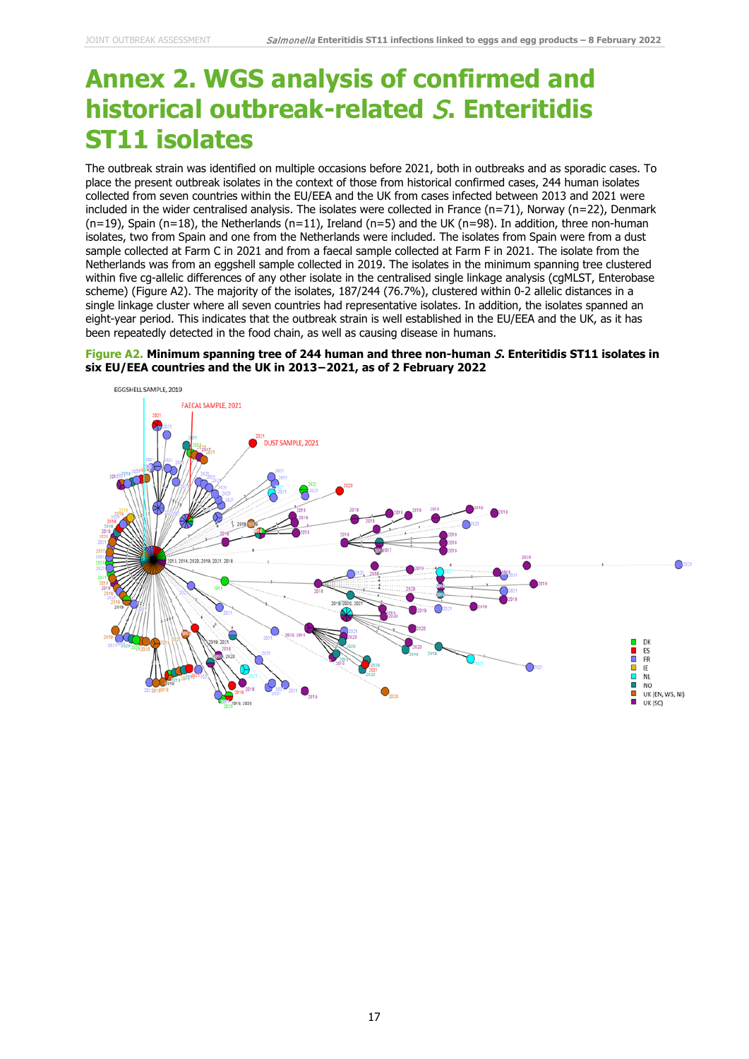# Annex 2. WGS analysis of confirmed and historical outbreak-related *S.* Enteritidis ST11 isolates

The outbreak strain was identified on multiple occasions before 2021, both in outbreaks and as sporadic cases. To place the present outbreak isolates in the context of those from historical confirmed cases, 244 human isolates collected from seven countries within the EU/EEA and the UK from cases infected between 2013 and 2021 were included in the wider centralised analysis. The isolates were collected in France (n=71), Norway (n=22), Denmark (n=19), Spain (n=18), the Netherlands (n=11), Ireland (n=5) and the UK (n=98). In addition, three non-human isolates, two from Spain and one from the Netherlands were included. The isolates from Spain were from a dust sample collected at Farm C in 2021 and from a faecal sample collected at Farm F in 2021. The isolate from the Netherlands was from an eggshell sample collected in 2019. The isolates in the minimum spanning tree clustered within five cg-allelic differences of any other isolate in the centralised single linkage analysis (cgMLST, Enterobase scheme) (Figure A2). The majority of the isolates, 187/244 (76.7%), clustered within 0-2 allelic distances in a single linkage cluster where all seven countries had representative isolates. In addition, the isolates spanned an eight-year period. This indicates that the outbreak strain is well established in the EU/EEA and the UK, as it has been repeatedly detected in the food chain, as well as causing disease in humans.

**Figure A2. Minimum spanning tree of 244 human and three non-human *S.* Enteritidis ST11 isolates in six EU/EEA countries and the UK in 2013−2021, as of 2 February 2022**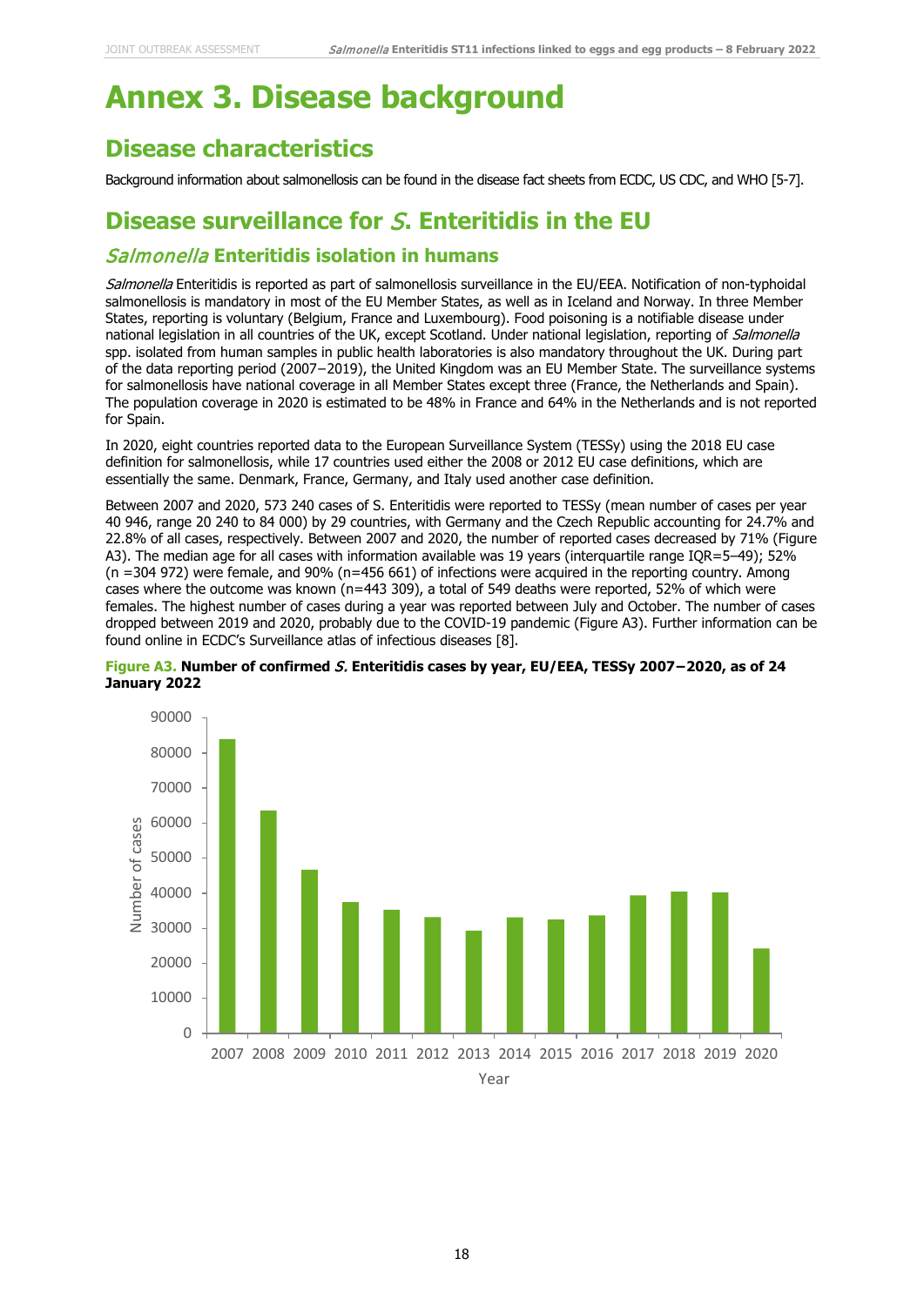# Annex 3. Disease background

## Disease characteristics

Background information about salmonellosis can be found in the disease fact sheets from ECDC, US CDC, and WHO [5-7].

## Disease surveillance for *S.* Enteritidis in the EU

### *Salmonella* Enteritidis isolation in humans

*Salmonella* Enteritidis is reported as part of salmonellosis surveillance in the EU/EEA. Notification of non-typhoidal salmonellosis is mandatory in most of the EU Member States, as well as in Iceland and Norway. In three Member States, reporting is voluntary (Belgium, France and Luxembourg). Food poisoning is a notifiable disease under national legislation in all countries of the UK, except Scotland. Under national legislation, reporting of *Salmonella* spp. isolated from human samples in public health laboratories is also mandatory throughout the UK. During part of the data reporting period (2007−2019), the United Kingdom was an EU Member State. The surveillance systems for salmonellosis have national coverage in all Member States except three (France, the Netherlands and Spain). The population coverage in 2020 is estimated to be 48% in France and 64% in the Netherlands and is not reported for Spain.

In 2020, eight countries reported data to the European Surveillance System (TESSy) using the 2018 EU case definition for salmonellosis, while 17 countries used either the 2008 or 2012 EU case definitions, which are essentially the same. Denmark, France, Germany, and Italy used another case definition.

Between 2007 and 2020, 573 240 cases of S. Enteritidis were reported to TESSy (mean number of cases per year 40 946, range 20 240 to 84 000) by 29 countries, with Germany and the Czech Republic accounting for 24.7% and 22.8% of all cases, respectively. Between 2007 and 2020, the number of reported cases decreased by 71% (Figure A3). The median age for all cases with information available was 19 years (interquartile range IQR=5–49); 52% (n =304 972) were female, and 90% (n=456 661) of infections were acquired in the reporting country. Among cases where the outcome was known (n=443 309), a total of 549 deaths were reported, 52% of which were females. The highest number of cases during a year was reported between July and October. The number of cases dropped between 2019 and 2020, probably due to the COVID-19 pandemic (Figure A3). Further information can be found online in ECDC's Surveillance atlas of infectious diseases [8].

**Figure A3. Number of confirmed *S.* Enteritidis cases by year, EU/EEA, TESSy 2007−2020, as of 24 January 2022**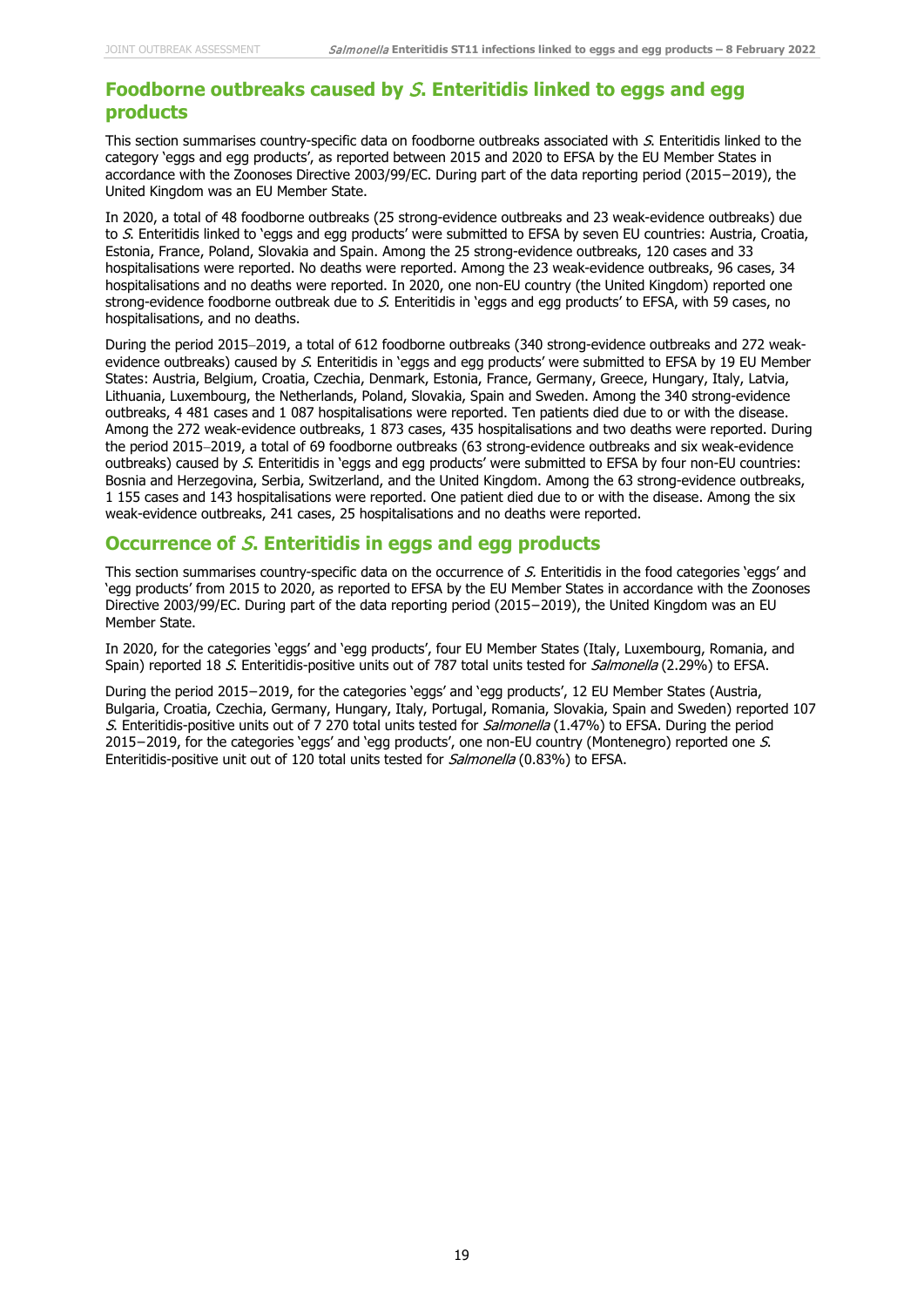## Foodborne outbreaks caused by *S.* Enteritidis linked to eggs and egg products

This section summarises country-specific data on foodborne outbreaks associated with *S.* Enteritidis linked to the category 'eggs and egg products', as reported between 2015 and 2020 to EFSA by the EU Member States in accordance with the Zoonoses Directive 2003/99/EC. During part of the data reporting period (2015−2019), the United Kingdom was an EU Member State.

In 2020, a total of 48 foodborne outbreaks (25 strong-evidence outbreaks and 23 weak-evidence outbreaks) due to *S.* Enteritidis linked to 'eggs and egg products' were submitted to EFSA by seven EU countries: Austria, Croatia, Estonia, France, Poland, Slovakia and Spain. Among the 25 strong-evidence outbreaks, 120 cases and 33 hospitalisations were reported. No deaths were reported. Among the 23 weak-evidence outbreaks, 96 cases, 34 hospitalisations and no deaths were reported. In 2020, one non-EU country (the United Kingdom) reported one strong-evidence foodborne outbreak due to *S.* Enteritidis in 'eggs and egg products' to EFSA, with 59 cases, no hospitalisations, and no deaths.

During the period 2015–2019, a total of 612 foodborne outbreaks (340 strong-evidence outbreaks and 272 weak-evidence outbreaks) caused by *S.* Enteritidis in 'eggs and egg products' were submitted to EFSA by 19 EU Member States: Austria, Belgium, Croatia, Czechia, Denmark, Estonia, France, Germany, Greece, Hungary, Italy, Latvia, Lithuania, Luxembourg, the Netherlands, Poland, Slovakia, Spain and Sweden. Among the 340 strong-evidence outbreaks, 4 481 cases and 1 087 hospitalisations were reported. Ten patients died due to or with the disease. Among the 272 weak-evidence outbreaks, 1 873 cases, 435 hospitalisations and two deaths were reported. During the period 2015–2019, a total of 69 foodborne outbreaks (63 strong-evidence outbreaks and six weak-evidence outbreaks) caused by *S.* Enteritidis in 'eggs and egg products' were submitted to EFSA by four non-EU countries: Bosnia and Herzegovina, Serbia, Switzerland, and the United Kingdom. Among the 63 strong-evidence outbreaks, 1 155 cases and 143 hospitalisations were reported. One patient died due to or with the disease. Among the six weak-evidence outbreaks, 241 cases, 25 hospitalisations and no deaths were reported.

## Occurrence of *S.* Enteritidis in eggs and egg products

This section summarises country-specific data on the occurrence of *S.* Enteritidis in the food categories 'eggs' and 'egg products' from 2015 to 2020, as reported to EFSA by the EU Member States in accordance with the Zoonoses Directive 2003/99/EC. During part of the data reporting period (2015−2019), the United Kingdom was an EU Member State.

In 2020, for the categories 'eggs' and 'egg products', four EU Member States (Italy, Luxembourg, Romania, and Spain) reported 18 *S.* Enteritidis-positive units out of 787 total units tested for *Salmonella* (2.29%) to EFSA.

During the period 2015−2019, for the categories 'eggs' and 'egg products', 12 EU Member States (Austria, Bulgaria, Croatia, Czechia, Germany, Hungary, Italy, Portugal, Romania, Slovakia, Spain and Sweden) reported 107 *S.* Enteritidis-positive units out of 7 270 total units tested for *Salmonella* (1.47%) to EFSA. During the period 2015−2019, for the categories 'eggs' and 'egg products', one non-EU country (Montenegro) reported one *S.* Enteritidis-positive unit out of 120 total units tested for *Salmonella* (0.83%) to EFSA.